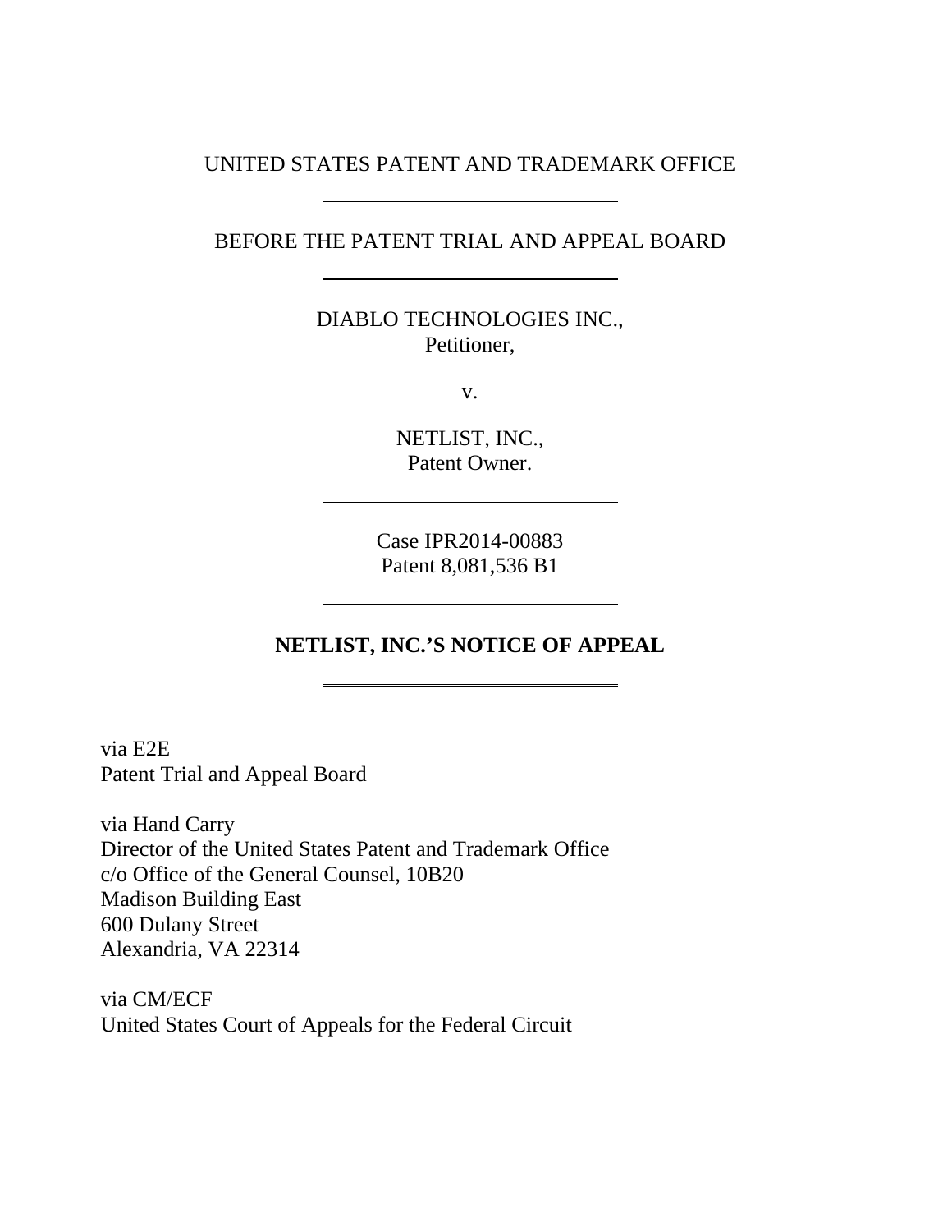UNITED STATES PATENT AND TRADEMARK OFFICE

---

BEFORE THE PATENT TRIAL AND APPEAL BOARD

---

DIABLO TECHNOLOGIES INC.,
Petitioner,

v.

NETLIST, INC.,
Patent Owner.

---

Case IPR2014-00883
Patent 8,081,536 B1

---

**NETLIST, INC.'S NOTICE OF APPEAL**

---

via E2E
Patent Trial and Appeal Board

via Hand Carry
Director of the United States Patent and Trademark Office
c/o Office of the General Counsel, 10B20
Madison Building East
600 Dulany Street
Alexandria, VA 22314

via CM/ECF
United States Court of Appeals for the Federal Circuit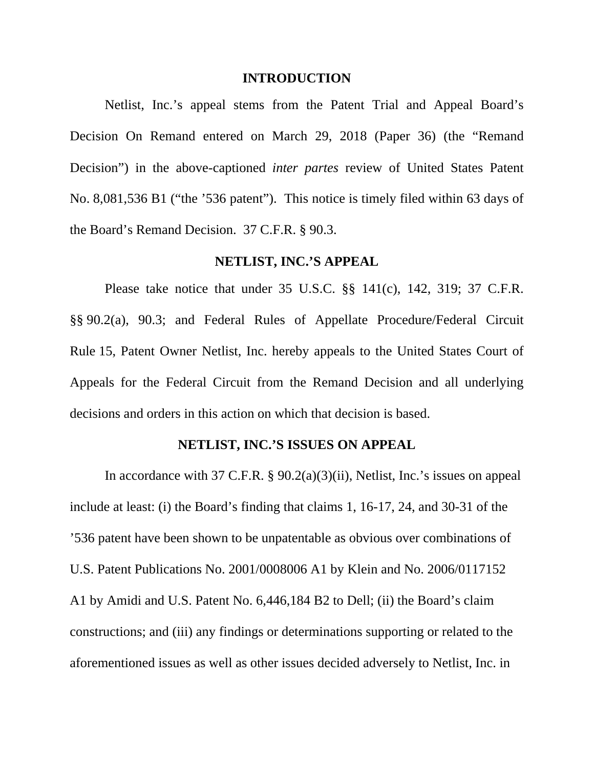## INTRODUCTION

Netlist, Inc.'s appeal stems from the Patent Trial and Appeal Board's Decision On Remand entered on March 29, 2018 (Paper 36) (the "Remand Decision") in the above-captioned *inter partes* review of United States Patent No. 8,081,536 B1 ("the '536 patent"). This notice is timely filed within 63 days of the Board's Remand Decision. 37 C.F.R. § 90.3.

## NETLIST, INC.'S APPEAL

Please take notice that under 35 U.S.C. §§ 141(c), 142, 319; 37 C.F.R. §§ 90.2(a), 90.3; and Federal Rules of Appellate Procedure/Federal Circuit Rule 15, Patent Owner Netlist, Inc. hereby appeals to the United States Court of Appeals for the Federal Circuit from the Remand Decision and all underlying decisions and orders in this action on which that decision is based.

## NETLIST, INC.'S ISSUES ON APPEAL

In accordance with 37 C.F.R. § 90.2(a)(3)(ii), Netlist, Inc.'s issues on appeal include at least: (i) the Board's finding that claims 1, 16-17, 24, and 30-31 of the '536 patent have been shown to be unpatentable as obvious over combinations of U.S. Patent Publications No. 2001/0008006 A1 by Klein and No. 2006/0117152 A1 by Amidi and U.S. Patent No. 6,446,184 B2 to Dell; (ii) the Board's claim constructions; and (iii) any findings or determinations supporting or related to the aforementioned issues as well as other issues decided adversely to Netlist, Inc. in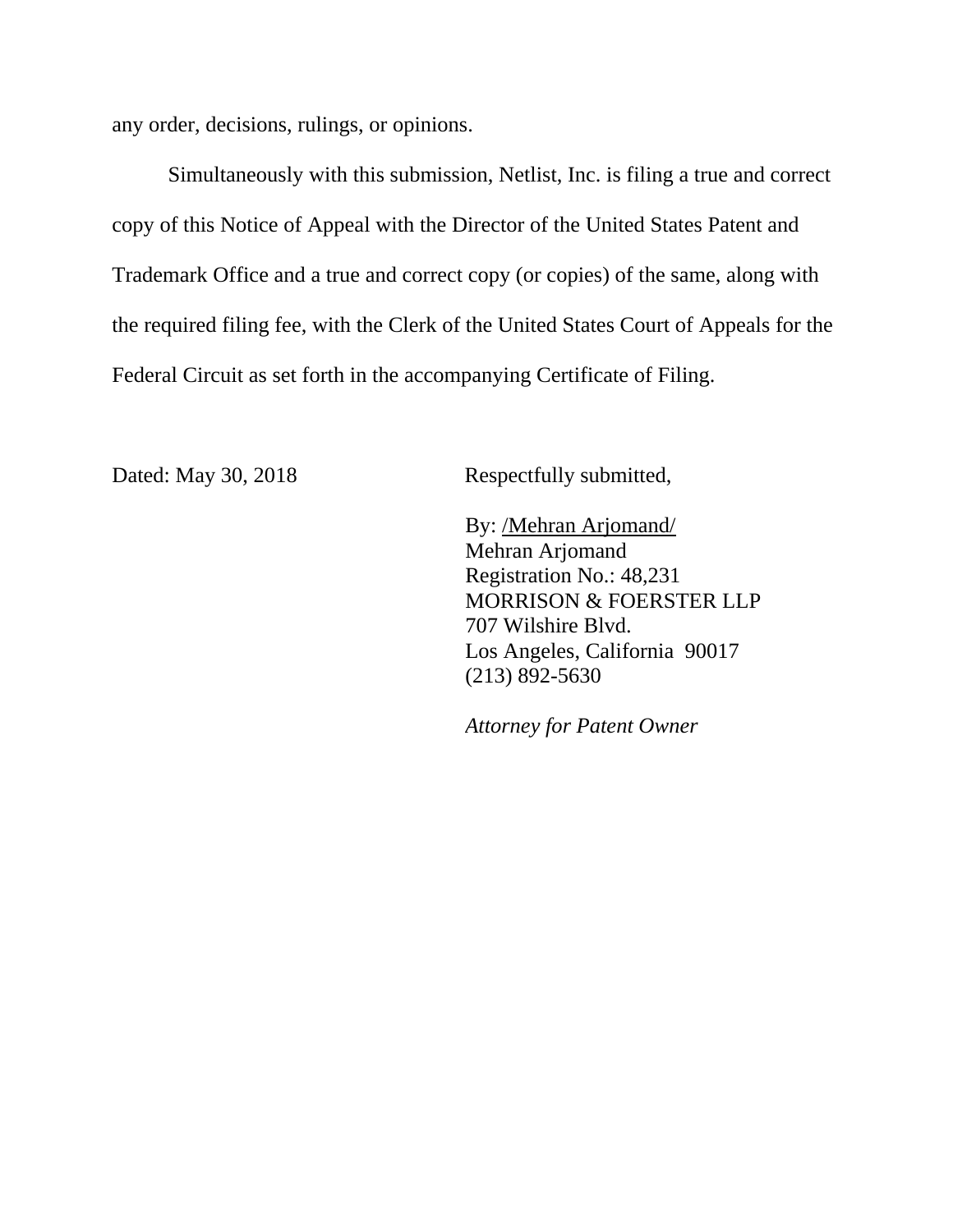any order, decisions, rulings, or opinions.

Simultaneously with this submission, Netlist, Inc. is filing a true and correct copy of this Notice of Appeal with the Director of the United States Patent and Trademark Office and a true and correct copy (or copies) of the same, along with the required filing fee, with the Clerk of the United States Court of Appeals for the Federal Circuit as set forth in the accompanying Certificate of Filing.

Dated: May 30, 2018

Respectfully submitted,

By: /Mehran Arjomand/
Mehran Arjomand
Registration No.: 48,231
MORRISON & FOERSTER LLP
707 Wilshire Blvd.
Los Angeles, California 90017
(213) 892-5630

*Attorney for Patent Owner*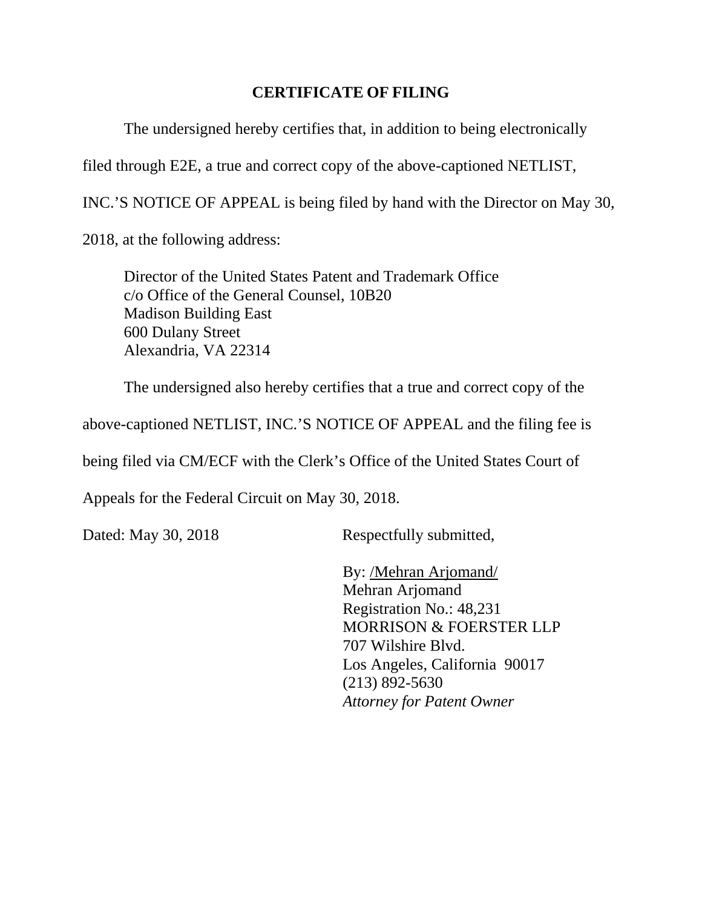## CERTIFICATE OF FILING

The undersigned hereby certifies that, in addition to being electronically filed through E2E, a true and correct copy of the above-captioned NETLIST, INC.'S NOTICE OF APPEAL is being filed by hand with the Director on May 30, 2018, at the following address:

Director of the United States Patent and Trademark Office
c/o Office of the General Counsel, 10B20
Madison Building East
600 Dulany Street
Alexandria, VA 22314

The undersigned also hereby certifies that a true and correct copy of the above-captioned NETLIST, INC.'S NOTICE OF APPEAL and the filing fee is being filed via CM/ECF with the Clerk's Office of the United States Court of Appeals for the Federal Circuit on May 30, 2018.

Dated: May 30, 2018

Respectfully submitted,

By: /Mehran Arjomand/
Mehran Arjomand
Registration No.: 48,231
MORRISON & FOERSTER LLP
707 Wilshire Blvd.
Los Angeles, California 90017
(213) 892-5630
*Attorney for Patent Owner*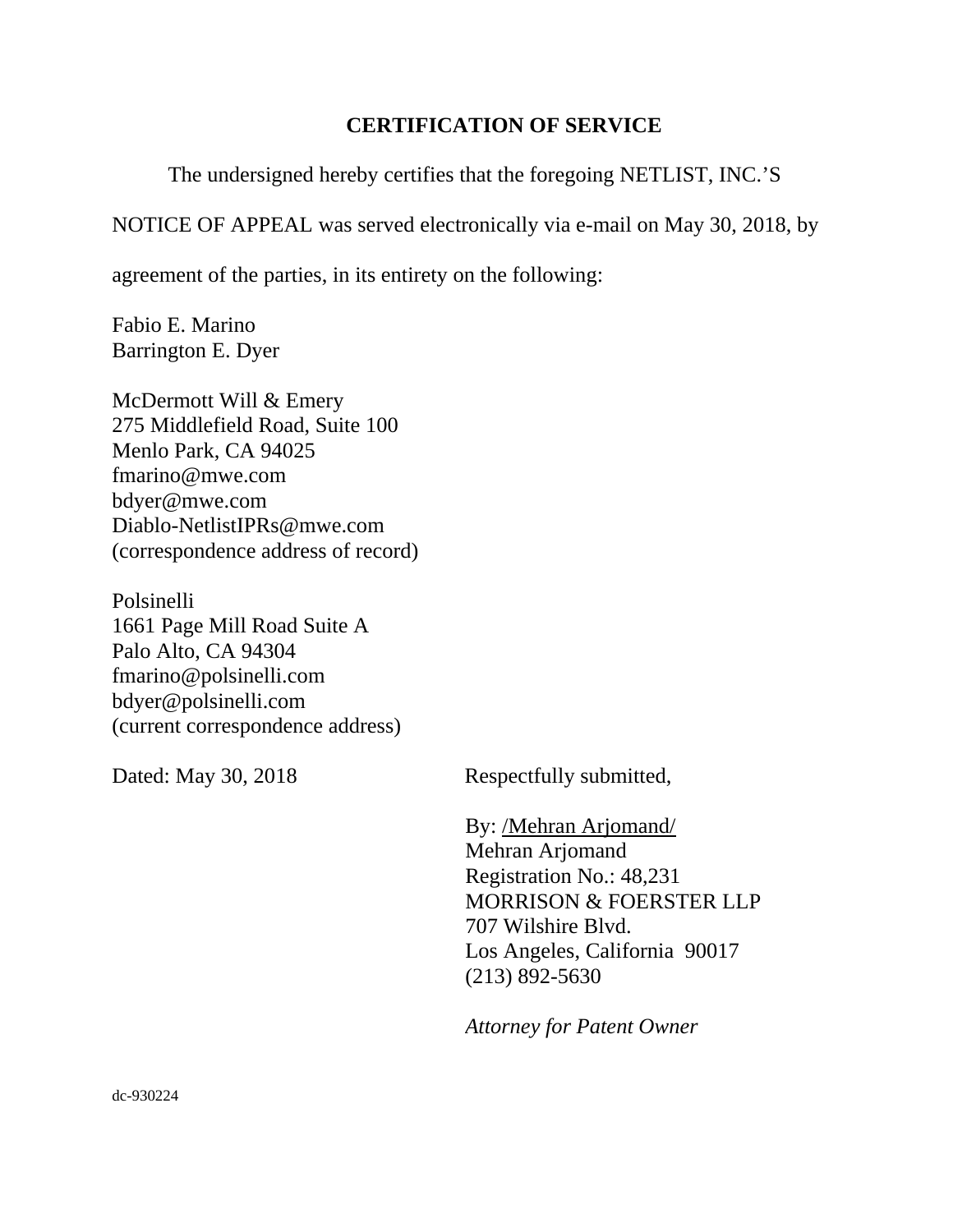## CERTIFICATION OF SERVICE

The undersigned hereby certifies that the foregoing NETLIST, INC.'S NOTICE OF APPEAL was served electronically via e-mail on May 30, 2018, by agreement of the parties, in its entirety on the following:

Fabio E. Marino
Barrington E. Dyer

McDermott Will & Emery
275 Middlefield Road, Suite 100
Menlo Park, CA 94025
fmarino@mwe.com
bdyer@mwe.com
Diablo-NetlistIPRs@mwe.com
(correspondence address of record)

Polsinelli
1661 Page Mill Road Suite A
Palo Alto, CA 94304
fmarino@polsinelli.com
bdyer@polsinelli.com
(current correspondence address)

Dated: May 30, 2018

Respectfully submitted,

By: /Mehran Arjomand/
Mehran Arjomand
Registration No.: 48,231
MORRISON & FOERSTER LLP
707 Wilshire Blvd.
Los Angeles, California 90017
(213) 892-5630

*Attorney for Patent Owner*

dc-930224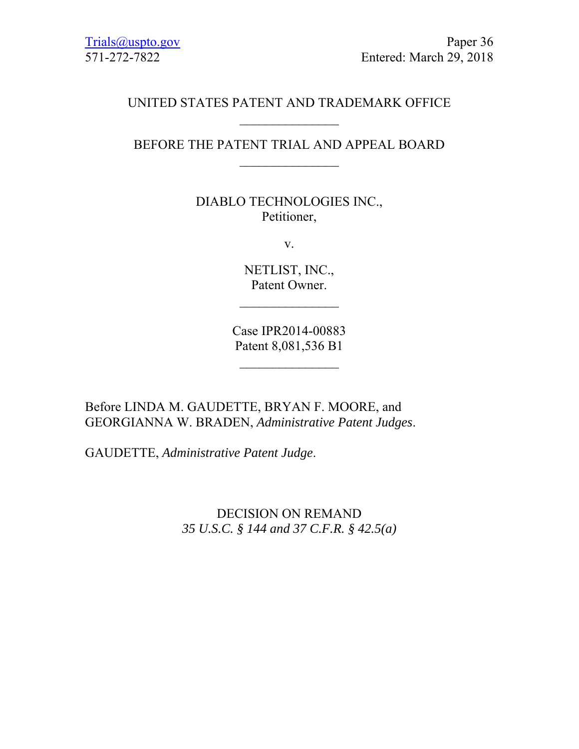Trials@uspto.gov
571-272-7822

Paper 36
Entered: March 29, 2018

UNITED STATES PATENT AND TRADEMARK OFFICE

---

BEFORE THE PATENT TRIAL AND APPEAL BOARD

---

DIABLO TECHNOLOGIES INC.,
Petitioner,

v.

NETLIST, INC.,
Patent Owner.

---

Case IPR2014-00883
Patent 8,081,536 B1

---

Before LINDA M. GAUDETTE, BRYAN F. MOORE, and GEORGIANNA W. BRADEN, *Administrative Patent Judges*.

GAUDETTE, *Administrative Patent Judge*.

DECISION ON REMAND
*35 U.S.C. § 144 and 37 C.F.R. § 42.5(a)*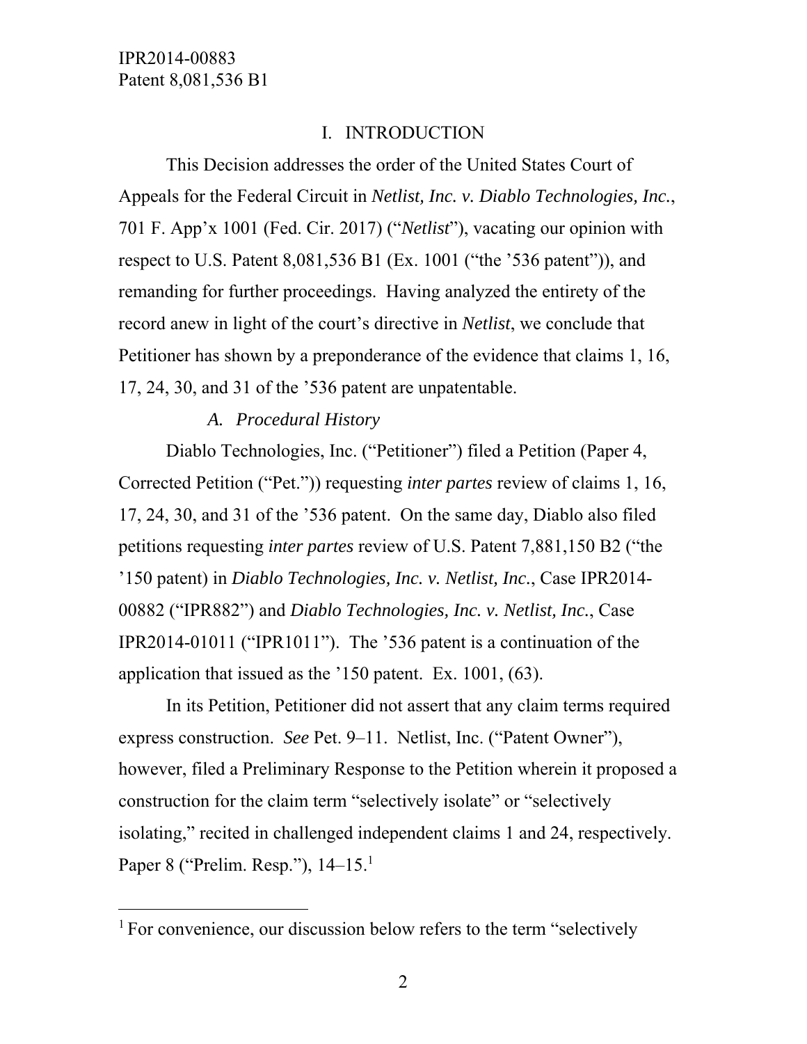# I. INTRODUCTION

This Decision addresses the order of the United States Court of Appeals for the Federal Circuit in *Netlist, Inc. v. Diablo Technologies, Inc.*, 701 F. App'x 1001 (Fed. Cir. 2017) ("*Netlist*"), vacating our opinion with respect to U.S. Patent 8,081,536 B1 (Ex. 1001 ("the '536 patent")), and remanding for further proceedings. Having analyzed the entirety of the record anew in light of the court's directive in *Netlist*, we conclude that Petitioner has shown by a preponderance of the evidence that claims 1, 16, 17, 24, 30, and 31 of the '536 patent are unpatentable.

## *A. Procedural History*

Diablo Technologies, Inc. ("Petitioner") filed a Petition (Paper 4, Corrected Petition ("Pet.")) requesting *inter partes* review of claims 1, 16, 17, 24, 30, and 31 of the '536 patent. On the same day, Diablo also filed petitions requesting *inter partes* review of U.S. Patent 7,881,150 B2 ("the '150 patent) in *Diablo Technologies, Inc. v. Netlist, Inc.*, Case IPR2014-00882 ("IPR882") and *Diablo Technologies, Inc. v. Netlist, Inc.*, Case IPR2014-01011 ("IPR1011"). The '536 patent is a continuation of the application that issued as the '150 patent. Ex. 1001, (63).

In its Petition, Petitioner did not assert that any claim terms required express construction. *See* Pet. 9–11. Netlist, Inc. ("Patent Owner"), however, filed a Preliminary Response to the Petition wherein it proposed a construction for the claim term "selectively isolate" or "selectively isolating," recited in challenged independent claims 1 and 24, respectively. Paper 8 ("Prelim. Resp."), 14–15.[1]

---

[1] For convenience, our discussion below refers to the term "selectively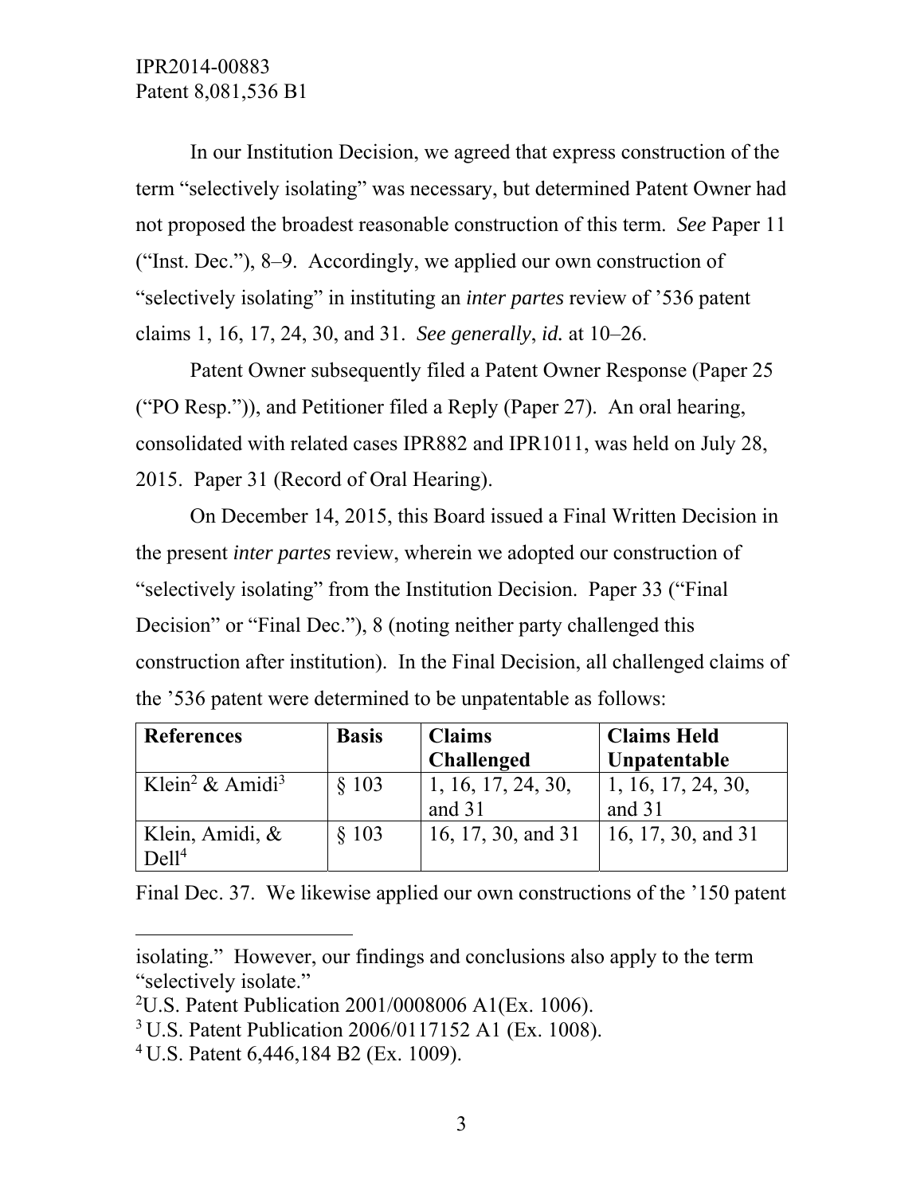In our Institution Decision, we agreed that express construction of the term "selectively isolating" was necessary, but determined Patent Owner had not proposed the broadest reasonable construction of this term. *See* Paper 11 ("Inst. Dec."), 8–9. Accordingly, we applied our own construction of "selectively isolating" in instituting an *inter partes* review of '536 patent claims 1, 16, 17, 24, 30, and 31. *See generally*, *id.* at 10–26.

Patent Owner subsequently filed a Patent Owner Response (Paper 25 ("PO Resp.")), and Petitioner filed a Reply (Paper 27). An oral hearing, consolidated with related cases IPR882 and IPR1011, was held on July 28, 2015. Paper 31 (Record of Oral Hearing).

On December 14, 2015, this Board issued a Final Written Decision in the present *inter partes* review, wherein we adopted our construction of "selectively isolating" from the Institution Decision. Paper 33 ("Final Decision" or "Final Dec."), 8 (noting neither party challenged this construction after institution). In the Final Decision, all challenged claims of the '536 patent were determined to be unpatentable as follows:

| **References** | **Basis** | **Claims Challenged** | **Claims Held Unpatentable** |
|---|---|---|---|
| Klein[2] & Amidi[3] | § 103 | 1, 16, 17, 24, 30, and 31 | 1, 16, 17, 24, 30, and 31 |
| Klein, Amidi, & Dell[4] | § 103 | 16, 17, 30, and 31 | 16, 17, 30, and 31 |

Final Dec. 37. We likewise applied our own constructions of the '150 patent

---

isolating." However, our findings and conclusions also apply to the term "selectively isolate."

[2] U.S. Patent Publication 2001/0008006 A1(Ex. 1006).

[3] U.S. Patent Publication 2006/0117152 A1 (Ex. 1008).

[4] U.S. Patent 6,446,184 B2 (Ex. 1009).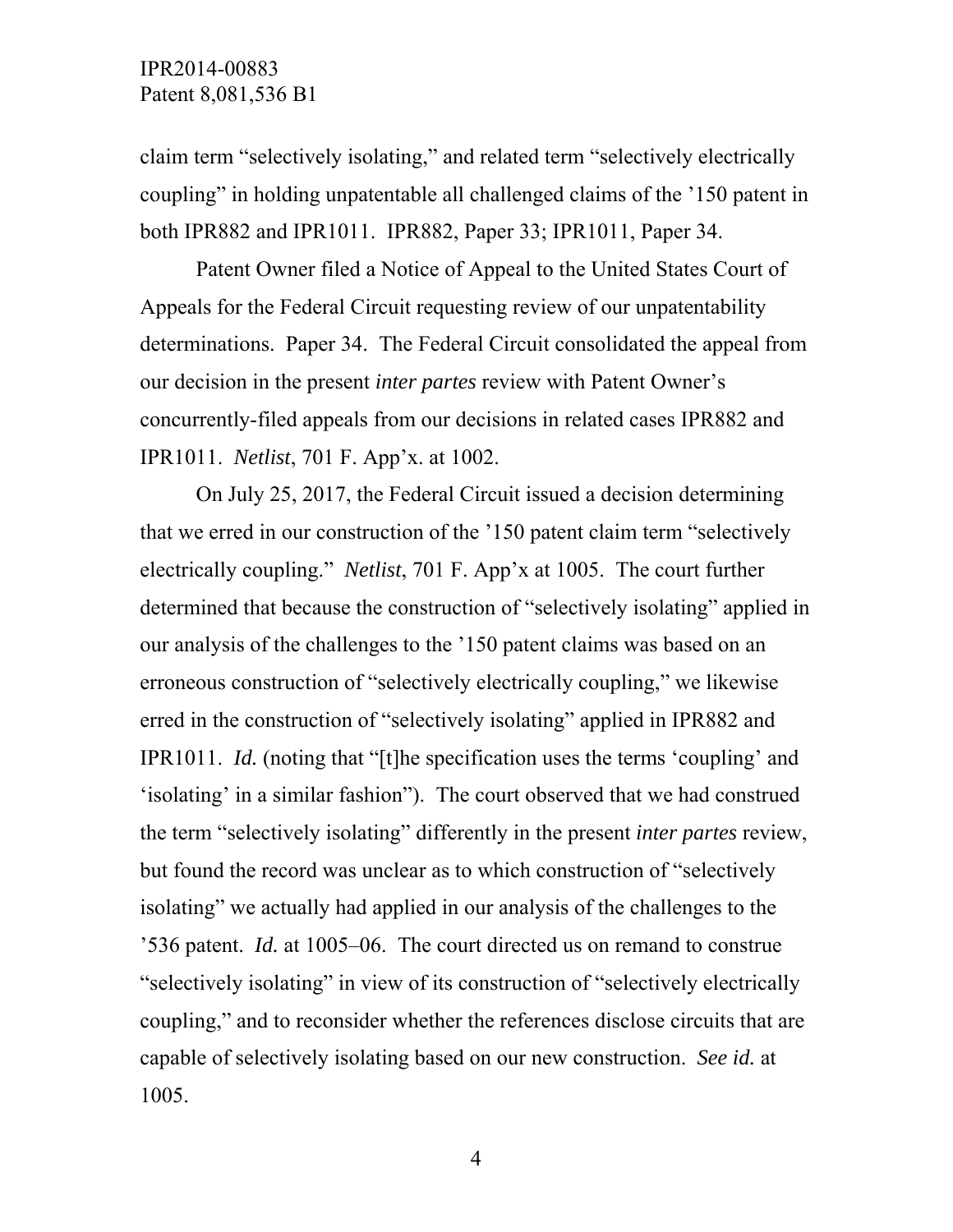claim term "selectively isolating," and related term "selectively electrically coupling" in holding unpatentable all challenged claims of the '150 patent in both IPR882 and IPR1011. IPR882, Paper 33; IPR1011, Paper 34.

Patent Owner filed a Notice of Appeal to the United States Court of Appeals for the Federal Circuit requesting review of our unpatentability determinations. Paper 34. The Federal Circuit consolidated the appeal from our decision in the present *inter partes* review with Patent Owner's concurrently-filed appeals from our decisions in related cases IPR882 and IPR1011. *Netlist*, 701 F. App'x. at 1002.

On July 25, 2017, the Federal Circuit issued a decision determining that we erred in our construction of the '150 patent claim term "selectively electrically coupling." *Netlist*, 701 F. App'x at 1005. The court further determined that because the construction of "selectively isolating" applied in our analysis of the challenges to the '150 patent claims was based on an erroneous construction of "selectively electrically coupling," we likewise erred in the construction of "selectively isolating" applied in IPR882 and IPR1011. *Id.* (noting that "[t]he specification uses the terms 'coupling' and 'isolating' in a similar fashion"). The court observed that we had construed the term "selectively isolating" differently in the present *inter partes* review, but found the record was unclear as to which construction of "selectively isolating" we actually had applied in our analysis of the challenges to the '536 patent. *Id.* at 1005–06. The court directed us on remand to construe "selectively isolating" in view of its construction of "selectively electrically coupling," and to reconsider whether the references disclose circuits that are capable of selectively isolating based on our new construction. *See id.* at 1005.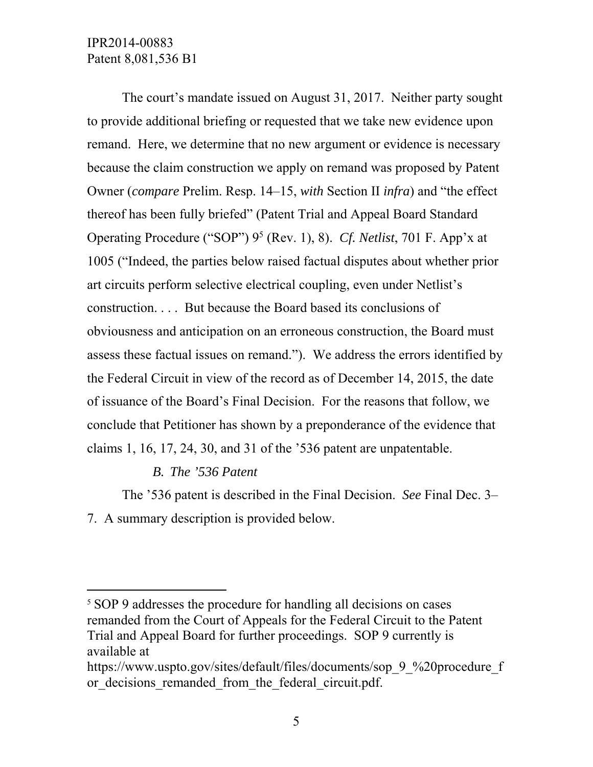The court's mandate issued on August 31, 2017. Neither party sought to provide additional briefing or requested that we take new evidence upon remand. Here, we determine that no new argument or evidence is necessary because the claim construction we apply on remand was proposed by Patent Owner (*compare* Prelim. Resp. 14–15, *with* Section II *infra*) and "the effect thereof has been fully briefed" (Patent Trial and Appeal Board Standard Operating Procedure ("SOP") 9[5] (Rev. 1), 8). *Cf. Netlist*, 701 F. App'x at 1005 ("Indeed, the parties below raised factual disputes about whether prior art circuits perform selective electrical coupling, even under Netlist's construction. . . . But because the Board based its conclusions of obviousness and anticipation on an erroneous construction, the Board must assess these factual issues on remand."). We address the errors identified by the Federal Circuit in view of the record as of December 14, 2015, the date of issuance of the Board's Final Decision. For the reasons that follow, we conclude that Petitioner has shown by a preponderance of the evidence that claims 1, 16, 17, 24, 30, and 31 of the '536 patent are unpatentable.

### *B. The '536 Patent*

The '536 patent is described in the Final Decision. *See* Final Dec. 3–7. A summary description is provided below.

---

[5] SOP 9 addresses the procedure for handling all decisions on cases remanded from the Court of Appeals for the Federal Circuit to the Patent Trial and Appeal Board for further proceedings. SOP 9 currently is available at https://www.uspto.gov/sites/default/files/documents/sop_9_%20procedure_for_decisions_remanded_from_the_federal_circuit.pdf.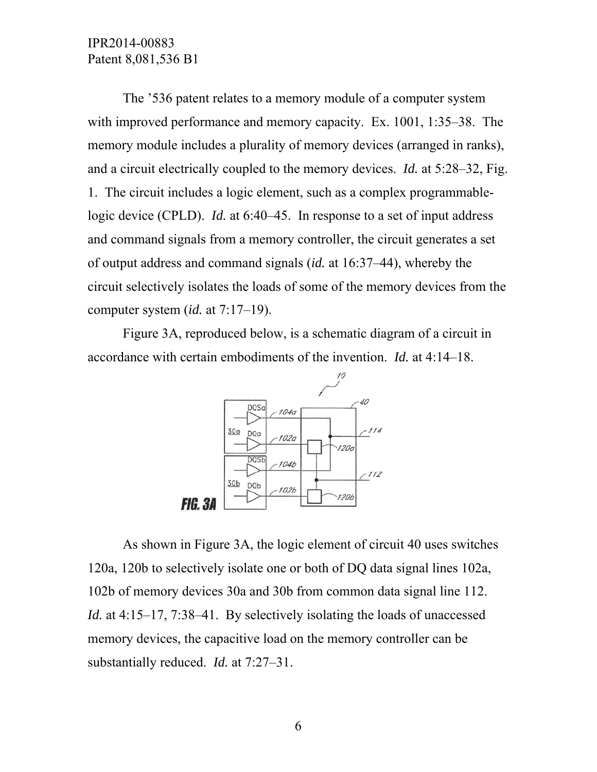The ’536 patent relates to a memory module of a computer system with improved performance and memory capacity. Ex. 1001, 1:35–38. The memory module includes a plurality of memory devices (arranged in ranks), and a circuit electrically coupled to the memory devices. *Id.* at 5:28–32, Fig. 1. The circuit includes a logic element, such as a complex programmable-logic device (CPLD). *Id.* at 6:40–45. In response to a set of input address and command signals from a memory controller, the circuit generates a set of output address and command signals (*id.* at 16:37–44), whereby the circuit selectively isolates the loads of some of the memory devices from the computer system (*id.* at 7:17–19).

Figure 3A, reproduced below, is a schematic diagram of a circuit in accordance with certain embodiments of the invention. *Id.* at 4:14–18.

FIG. 3A

As shown in Figure 3A, the logic element of circuit 40 uses switches 120a, 120b to selectively isolate one or both of DQ data signal lines 102a, 102b of memory devices 30a and 30b from common data signal line 112. *Id.* at 4:15–17, 7:38–41. By selectively isolating the loads of unaccessed memory devices, the capacitive load on the memory controller can be substantially reduced. *Id.* at 7:27–31.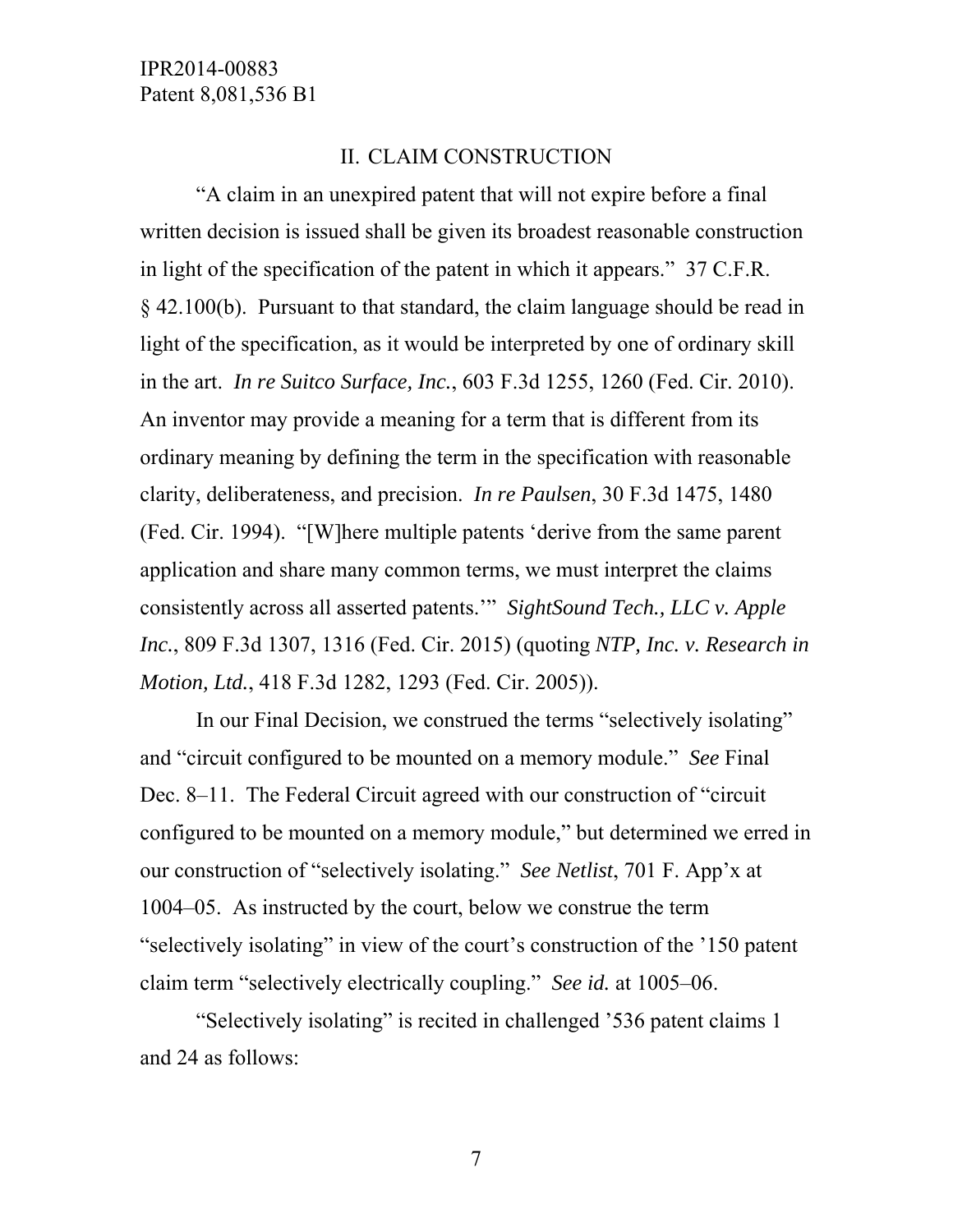## II. CLAIM CONSTRUCTION

"A claim in an unexpired patent that will not expire before a final written decision is issued shall be given its broadest reasonable construction in light of the specification of the patent in which it appears." 37 C.F.R. § 42.100(b). Pursuant to that standard, the claim language should be read in light of the specification, as it would be interpreted by one of ordinary skill in the art. *In re Suitco Surface, Inc.*, 603 F.3d 1255, 1260 (Fed. Cir. 2010). An inventor may provide a meaning for a term that is different from its ordinary meaning by defining the term in the specification with reasonable clarity, deliberateness, and precision. *In re Paulsen*, 30 F.3d 1475, 1480 (Fed. Cir. 1994). "[W]here multiple patents 'derive from the same parent application and share many common terms, we must interpret the claims consistently across all asserted patents.'" *SightSound Tech., LLC v. Apple Inc.*, 809 F.3d 1307, 1316 (Fed. Cir. 2015) (quoting *NTP, Inc. v. Research in Motion, Ltd.*, 418 F.3d 1282, 1293 (Fed. Cir. 2005)).

In our Final Decision, we construed the terms "selectively isolating" and "circuit configured to be mounted on a memory module." *See* Final Dec. 8–11. The Federal Circuit agreed with our construction of "circuit configured to be mounted on a memory module," but determined we erred in our construction of "selectively isolating." *See Netlist*, 701 F. App'x at 1004–05. As instructed by the court, below we construe the term "selectively isolating" in view of the court's construction of the '150 patent claim term "selectively electrically coupling." *See id.* at 1005–06.

"Selectively isolating" is recited in challenged '536 patent claims 1 and 24 as follows: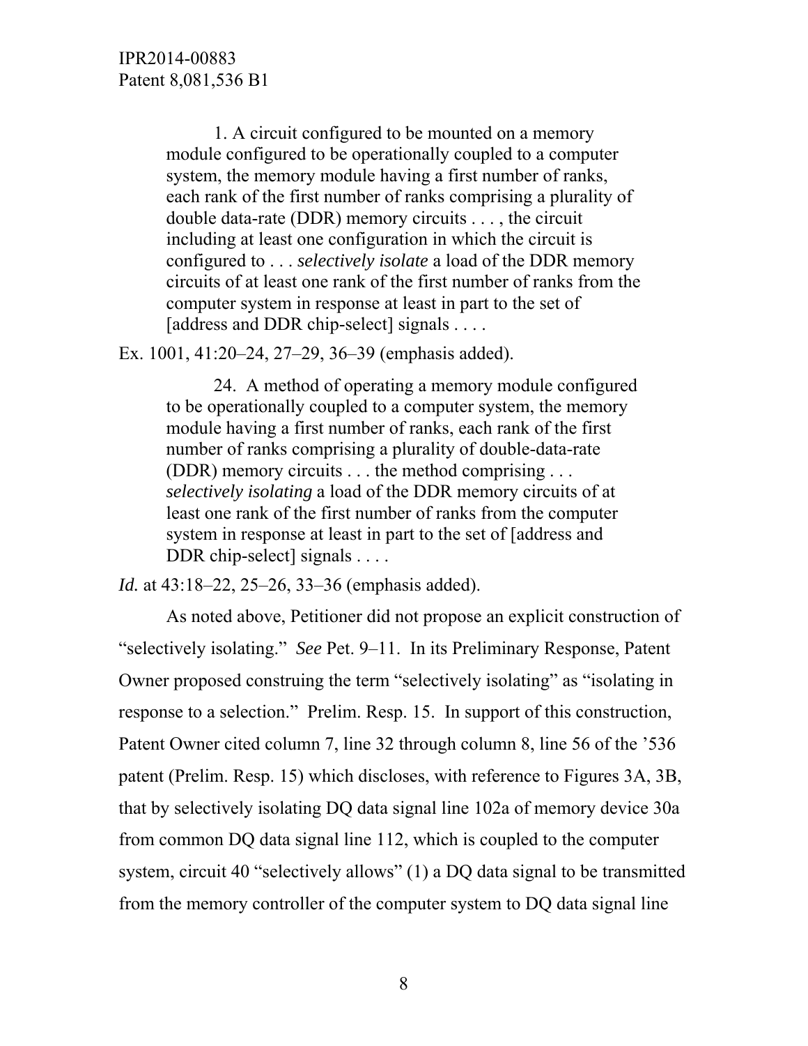> 1. A circuit configured to be mounted on a memory module configured to be operationally coupled to a computer system, the memory module having a first number of ranks, each rank of the first number of ranks comprising a plurality of double data-rate (DDR) memory circuits . . . , the circuit including at least one configuration in which the circuit is configured to . . . *selectively isolate* a load of the DDR memory circuits of at least one rank of the first number of ranks from the computer system in response at least in part to the set of [address and DDR chip-select] signals . . . .

Ex. 1001, 41:20–24, 27–29, 36–39 (emphasis added).

> 24. A method of operating a memory module configured to be operationally coupled to a computer system, the memory module having a first number of ranks, each rank of the first number of ranks comprising a plurality of double-data-rate (DDR) memory circuits . . . the method comprising . . . *selectively isolating* a load of the DDR memory circuits of at least one rank of the first number of ranks from the computer system in response at least in part to the set of [address and DDR chip-select] signals . . . .

*Id.* at 43:18–22, 25–26, 33–36 (emphasis added).

As noted above, Petitioner did not propose an explicit construction of "selectively isolating." *See* Pet. 9–11. In its Preliminary Response, Patent Owner proposed construing the term "selectively isolating" as "isolating in response to a selection." Prelim. Resp. 15. In support of this construction, Patent Owner cited column 7, line 32 through column 8, line 56 of the '536 patent (Prelim. Resp. 15) which discloses, with reference to Figures 3A, 3B, that by selectively isolating DQ data signal line 102a of memory device 30a from common DQ data signal line 112, which is coupled to the computer system, circuit 40 "selectively allows" (1) a DQ data signal to be transmitted from the memory controller of the computer system to DQ data signal line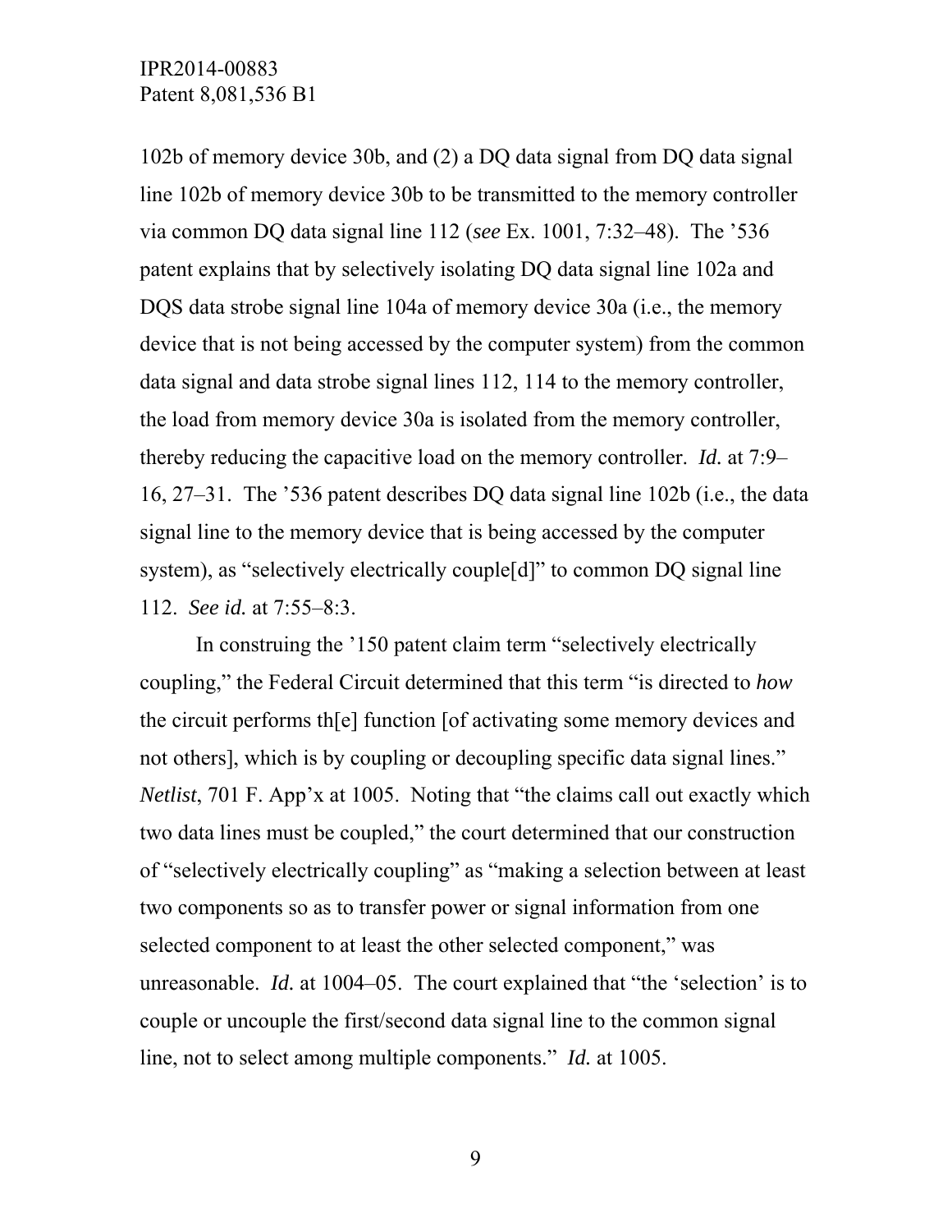102b of memory device 30b, and (2) a DQ data signal from DQ data signal line 102b of memory device 30b to be transmitted to the memory controller via common DQ data signal line 112 (*see* Ex. 1001, 7:32–48). The '536 patent explains that by selectively isolating DQ data signal line 102a and DQS data strobe signal line 104a of memory device 30a (i.e., the memory device that is not being accessed by the computer system) from the common data signal and data strobe signal lines 112, 114 to the memory controller, the load from memory device 30a is isolated from the memory controller, thereby reducing the capacitive load on the memory controller. *Id.* at 7:9–16, 27–31. The '536 patent describes DQ data signal line 102b (i.e., the data signal line to the memory device that is being accessed by the computer system), as "selectively electrically couple[d]" to common DQ signal line 112. *See id.* at 7:55–8:3.

In construing the '150 patent claim term "selectively electrically coupling," the Federal Circuit determined that this term "is directed to *how* the circuit performs th[e] function [of activating some memory devices and not others], which is by coupling or decoupling specific data signal lines." *Netlist*, 701 F. App'x at 1005. Noting that "the claims call out exactly which two data lines must be coupled," the court determined that our construction of "selectively electrically coupling" as "making a selection between at least two components so as to transfer power or signal information from one selected component to at least the other selected component," was unreasonable. *Id.* at 1004–05. The court explained that "the 'selection' is to couple or uncouple the first/second data signal line to the common signal line, not to select among multiple components." *Id.* at 1005.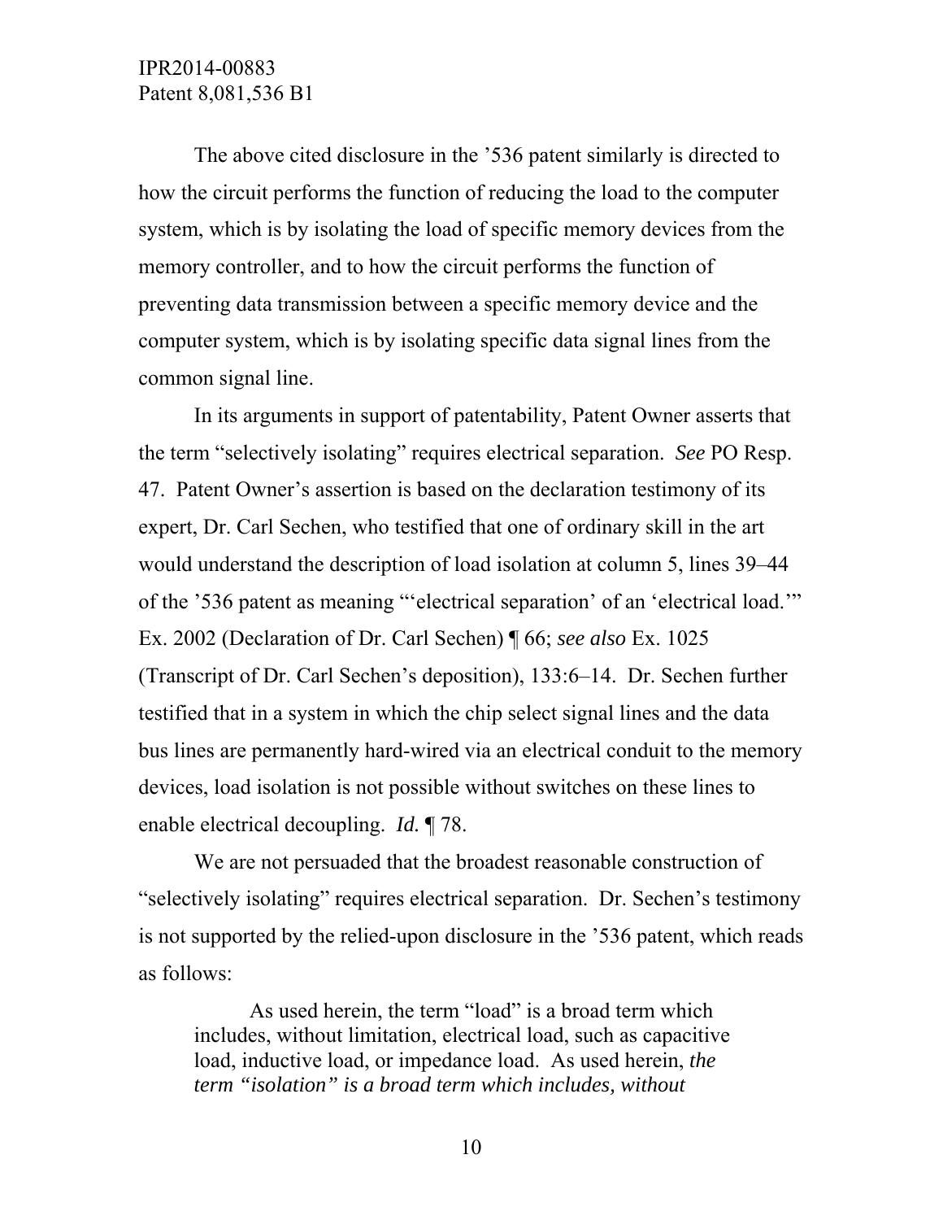The above cited disclosure in the ’536 patent similarly is directed to how the circuit performs the function of reducing the load to the computer system, which is by isolating the load of specific memory devices from the memory controller, and to how the circuit performs the function of preventing data transmission between a specific memory device and the computer system, which is by isolating specific data signal lines from the common signal line.

In its arguments in support of patentability, Patent Owner asserts that the term “selectively isolating” requires electrical separation. *See* PO Resp. 47. Patent Owner’s assertion is based on the declaration testimony of its expert, Dr. Carl Sechen, who testified that one of ordinary skill in the art would understand the description of load isolation at column 5, lines 39–44 of the ’536 patent as meaning “‘electrical separation’ of an ‘electrical load.’” Ex. 2002 (Declaration of Dr. Carl Sechen) ¶ 66; *see also* Ex. 1025 (Transcript of Dr. Carl Sechen’s deposition), 133:6–14. Dr. Sechen further testified that in a system in which the chip select signal lines and the data bus lines are permanently hard-wired via an electrical conduit to the memory devices, load isolation is not possible without switches on these lines to enable electrical decoupling. *Id.* ¶ 78.

We are not persuaded that the broadest reasonable construction of “selectively isolating” requires electrical separation. Dr. Sechen’s testimony is not supported by the relied-upon disclosure in the ’536 patent, which reads as follows:

> As used herein, the term “load” is a broad term which includes, without limitation, electrical load, such as capacitive load, inductive load, or impedance load. As used herein, *the term “isolation” is a broad term which includes, without*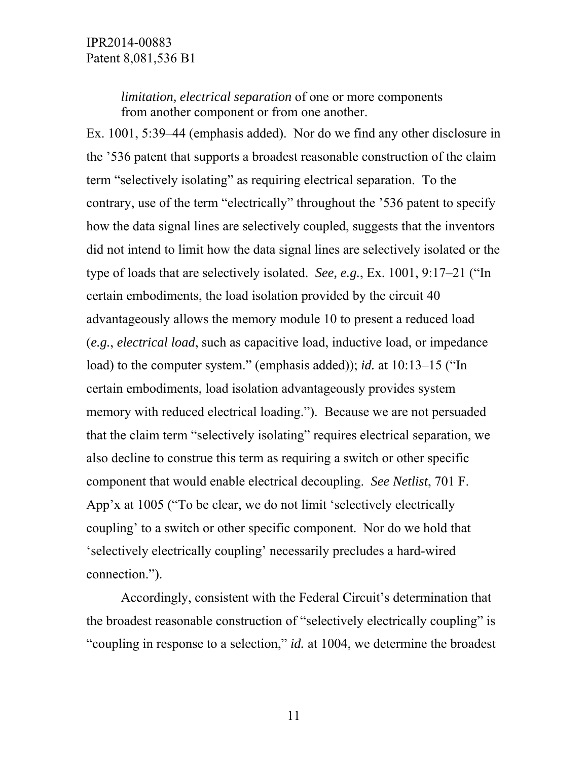*limitation, electrical separation* of one or more components from another component or from one another.

Ex. 1001, 5:39–44 (emphasis added). Nor do we find any other disclosure in the '536 patent that supports a broadest reasonable construction of the claim term "selectively isolating" as requiring electrical separation. To the contrary, use of the term "electrically" throughout the '536 patent to specify how the data signal lines are selectively coupled, suggests that the inventors did not intend to limit how the data signal lines are selectively isolated or the type of loads that are selectively isolated. *See, e.g.*, Ex. 1001, 9:17–21 ("In certain embodiments, the load isolation provided by the circuit 40 advantageously allows the memory module 10 to present a reduced load (*e.g.*, *electrical load*, such as capacitive load, inductive load, or impedance load) to the computer system." (emphasis added)); *id.* at 10:13–15 ("In certain embodiments, load isolation advantageously provides system memory with reduced electrical loading."). Because we are not persuaded that the claim term "selectively isolating" requires electrical separation, we also decline to construe this term as requiring a switch or other specific component that would enable electrical decoupling. *See Netlist*, 701 F. App'x at 1005 ("To be clear, we do not limit 'selectively electrically coupling' to a switch or other specific component. Nor do we hold that 'selectively electrically coupling' necessarily precludes a hard-wired connection.").

Accordingly, consistent with the Federal Circuit's determination that the broadest reasonable construction of "selectively electrically coupling" is "coupling in response to a selection," *id.* at 1004, we determine the broadest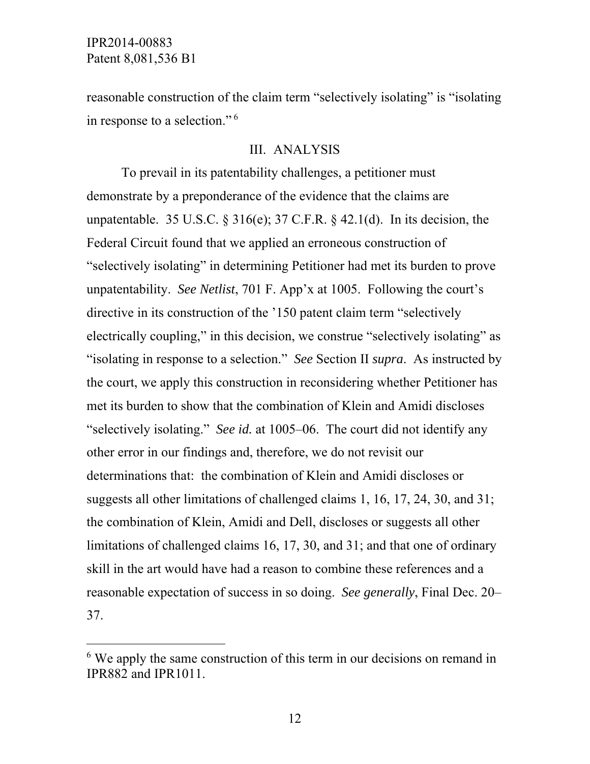reasonable construction of the claim term “selectively isolating” is “isolating in response to a selection.” [6]

## III. ANALYSIS

To prevail in its patentability challenges, a petitioner must demonstrate by a preponderance of the evidence that the claims are unpatentable. 35 U.S.C. § 316(e); 37 C.F.R. § 42.1(d). In its decision, the Federal Circuit found that we applied an erroneous construction of “selectively isolating” in determining Petitioner had met its burden to prove unpatentability. *See Netlist*, 701 F. App’x at 1005. Following the court’s directive in its construction of the ’150 patent claim term “selectively electrically coupling,” in this decision, we construe “selectively isolating” as “isolating in response to a selection.” *See* Section II *supra*. As instructed by the court, we apply this construction in reconsidering whether Petitioner has met its burden to show that the combination of Klein and Amidi discloses “selectively isolating.” *See id.* at 1005–06. The court did not identify any other error in our findings and, therefore, we do not revisit our determinations that: the combination of Klein and Amidi discloses or suggests all other limitations of challenged claims 1, 16, 17, 24, 30, and 31; the combination of Klein, Amidi and Dell, discloses or suggests all other limitations of challenged claims 16, 17, 30, and 31; and that one of ordinary skill in the art would have had a reason to combine these references and a reasonable expectation of success in so doing. *See generally*, Final Dec. 20–37.

---

[6] We apply the same construction of this term in our decisions on remand in IPR882 and IPR1011.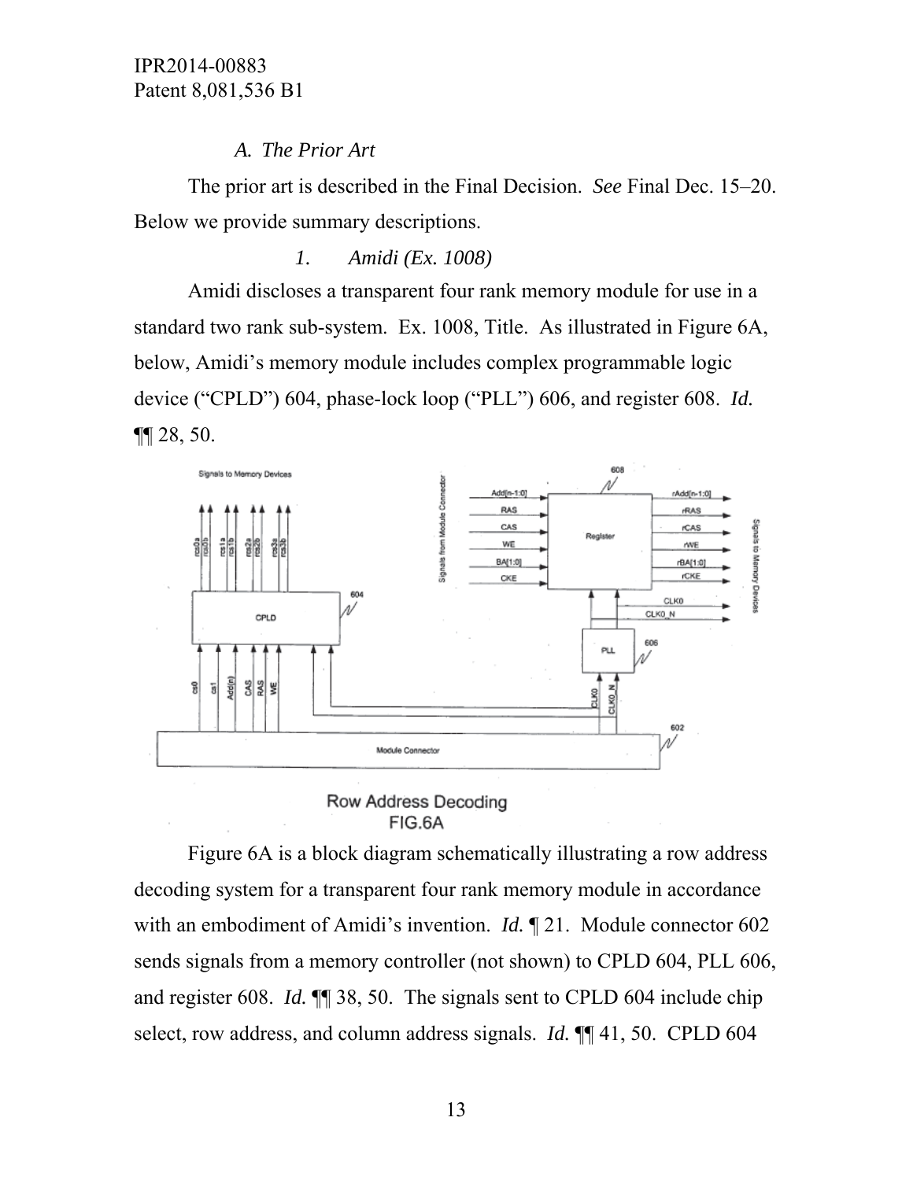### *A. The Prior Art*

The prior art is described in the Final Decision. *See* Final Dec. 15–20. Below we provide summary descriptions.

#### *1. Amidi (Ex. 1008)*

Amidi discloses a transparent four rank memory module for use in a standard two rank sub-system. Ex. 1008, Title. As illustrated in Figure 6A, below, Amidi's memory module includes complex programmable logic device ("CPLD") 604, phase-lock loop ("PLL") 606, and register 608. *Id.* ¶¶ 28, 50.

Row Address Decoding
FIG.6A

Figure 6A is a block diagram schematically illustrating a row address decoding system for a transparent four rank memory module in accordance with an embodiment of Amidi's invention. *Id.* ¶ 21. Module connector 602 sends signals from a memory controller (not shown) to CPLD 604, PLL 606, and register 608. *Id.* ¶¶ 38, 50. The signals sent to CPLD 604 include chip select, row address, and column address signals. *Id.* ¶¶ 41, 50. CPLD 604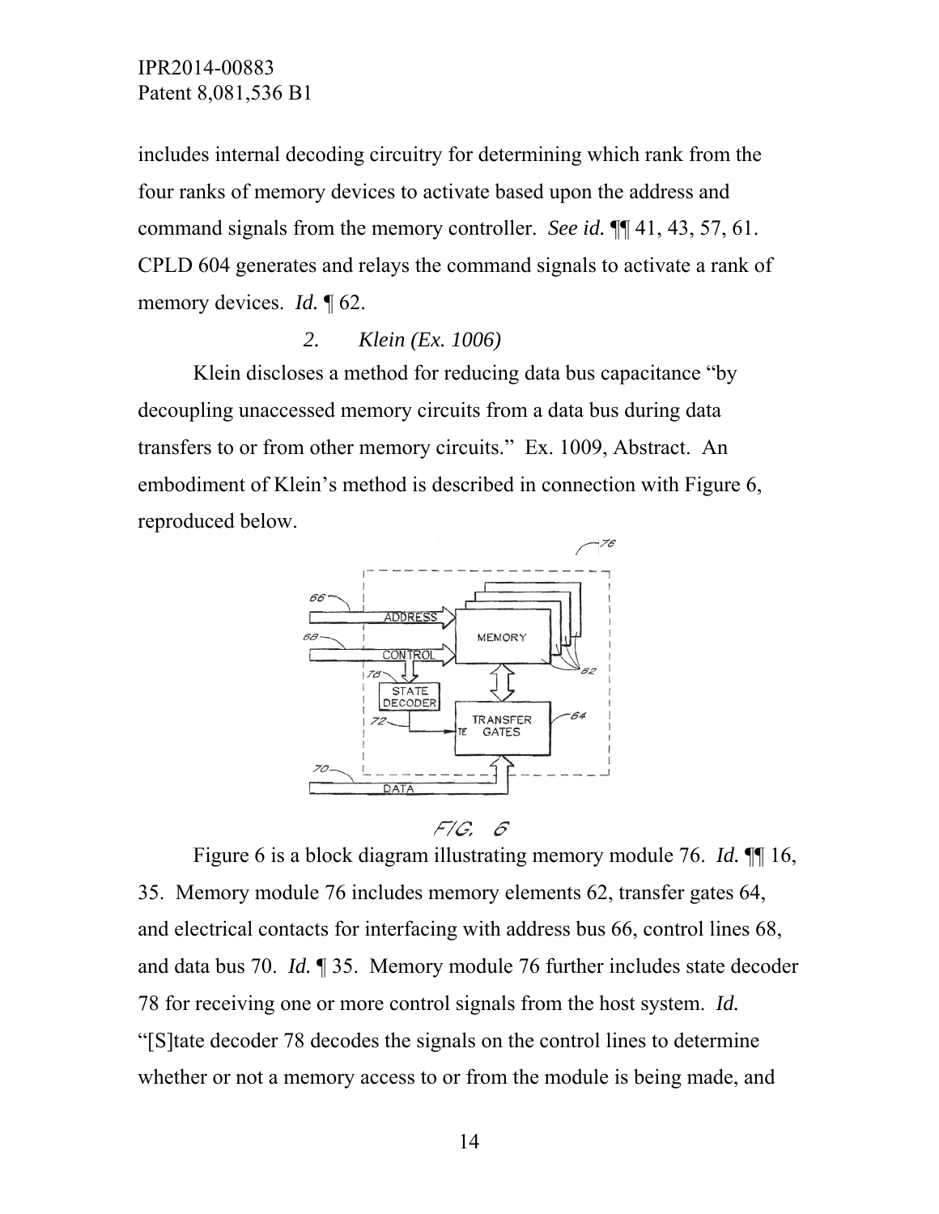includes internal decoding circuitry for determining which rank from the four ranks of memory devices to activate based upon the address and command signals from the memory controller. *See id.* ¶¶ 41, 43, 57, 61. CPLD 604 generates and relays the command signals to activate a rank of memory devices. *Id.* ¶ 62.

### *2. Klein (Ex. 1006)*

Klein discloses a method for reducing data bus capacitance "by decoupling unaccessed memory circuits from a data bus during data transfers to or from other memory circuits." Ex. 1009, Abstract. An embodiment of Klein's method is described in connection with Figure 6, reproduced below.

FIG. 6

Figure 6 is a block diagram illustrating memory module 76. *Id.* ¶¶ 16, 35. Memory module 76 includes memory elements 62, transfer gates 64, and electrical contacts for interfacing with address bus 66, control lines 68, and data bus 70. *Id.* ¶ 35. Memory module 76 further includes state decoder 78 for receiving one or more control signals from the host system. *Id.* "[S]tate decoder 78 decodes the signals on the control lines to determine whether or not a memory access to or from the module is being made, and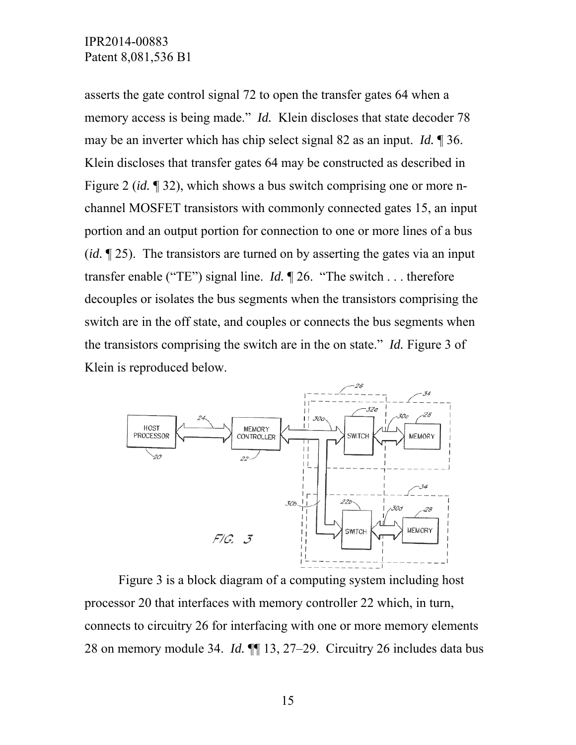asserts the gate control signal 72 to open the transfer gates 64 when a memory access is being made." *Id.* Klein discloses that state decoder 78 may be an inverter which has chip select signal 82 as an input. *Id.* ¶ 36. Klein discloses that transfer gates 64 may be constructed as described in Figure 2 (*id.* ¶ 32), which shows a bus switch comprising one or more n-channel MOSFET transistors with commonly connected gates 15, an input portion and an output portion for connection to one or more lines of a bus (*id.* ¶ 25). The transistors are turned on by asserting the gates via an input transfer enable ("TE") signal line. *Id.* ¶ 26. "The switch . . . therefore decouples or isolates the bus segments when the transistors comprising the switch are in the off state, and couples or connects the bus segments when the transistors comprising the switch are in the on state." *Id.* Figure 3 of Klein is reproduced below.

Figure 3 is a block diagram of a computing system including host processor 20 that interfaces with memory controller 22 which, in turn, connects to circuitry 26 for interfacing with one or more memory elements 28 on memory module 34. *Id.* ¶¶ 13, 27–29. Circuitry 26 includes data bus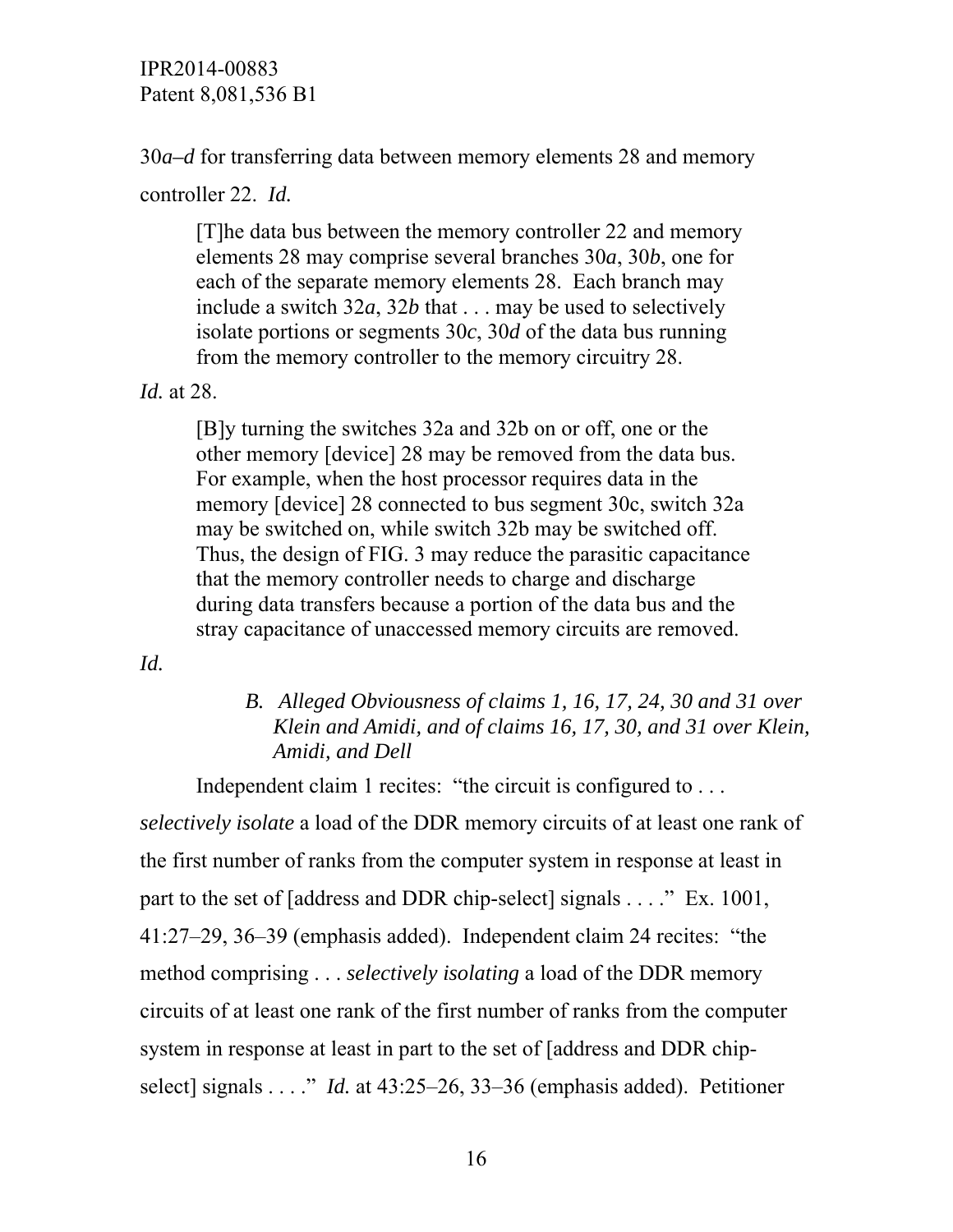30*a–d* for transferring data between memory elements 28 and memory controller 22. *Id.*

> [T]he data bus between the memory controller 22 and memory elements 28 may comprise several branches 30*a*, 30*b*, one for each of the separate memory elements 28. Each branch may include a switch 32*a*, 32*b* that . . . may be used to selectively isolate portions or segments 30*c*, 30*d* of the data bus running from the memory controller to the memory circuitry 28.

*Id.* at 28.

> [B]y turning the switches 32a and 32b on or off, one or the other memory [device] 28 may be removed from the data bus. For example, when the host processor requires data in the memory [device] 28 connected to bus segment 30c, switch 32a may be switched on, while switch 32b may be switched off. Thus, the design of FIG. 3 may reduce the parasitic capacitance that the memory controller needs to charge and discharge during data transfers because a portion of the data bus and the stray capacitance of unaccessed memory circuits are removed.

*Id.*

### *B. Alleged Obviousness of claims 1, 16, 17, 24, 30 and 31 over Klein and Amidi, and of claims 16, 17, 30, and 31 over Klein, Amidi, and Dell*

Independent claim 1 recites: "the circuit is configured to . . . *selectively isolate* a load of the DDR memory circuits of at least one rank of the first number of ranks from the computer system in response at least in part to the set of [address and DDR chip-select] signals . . . ." Ex. 1001, 41:27–29, 36–39 (emphasis added). Independent claim 24 recites: "the method comprising . . . *selectively isolating* a load of the DDR memory circuits of at least one rank of the first number of ranks from the computer system in response at least in part to the set of [address and DDR chip-select] signals . . . ." *Id.* at 43:25–26, 33–36 (emphasis added). Petitioner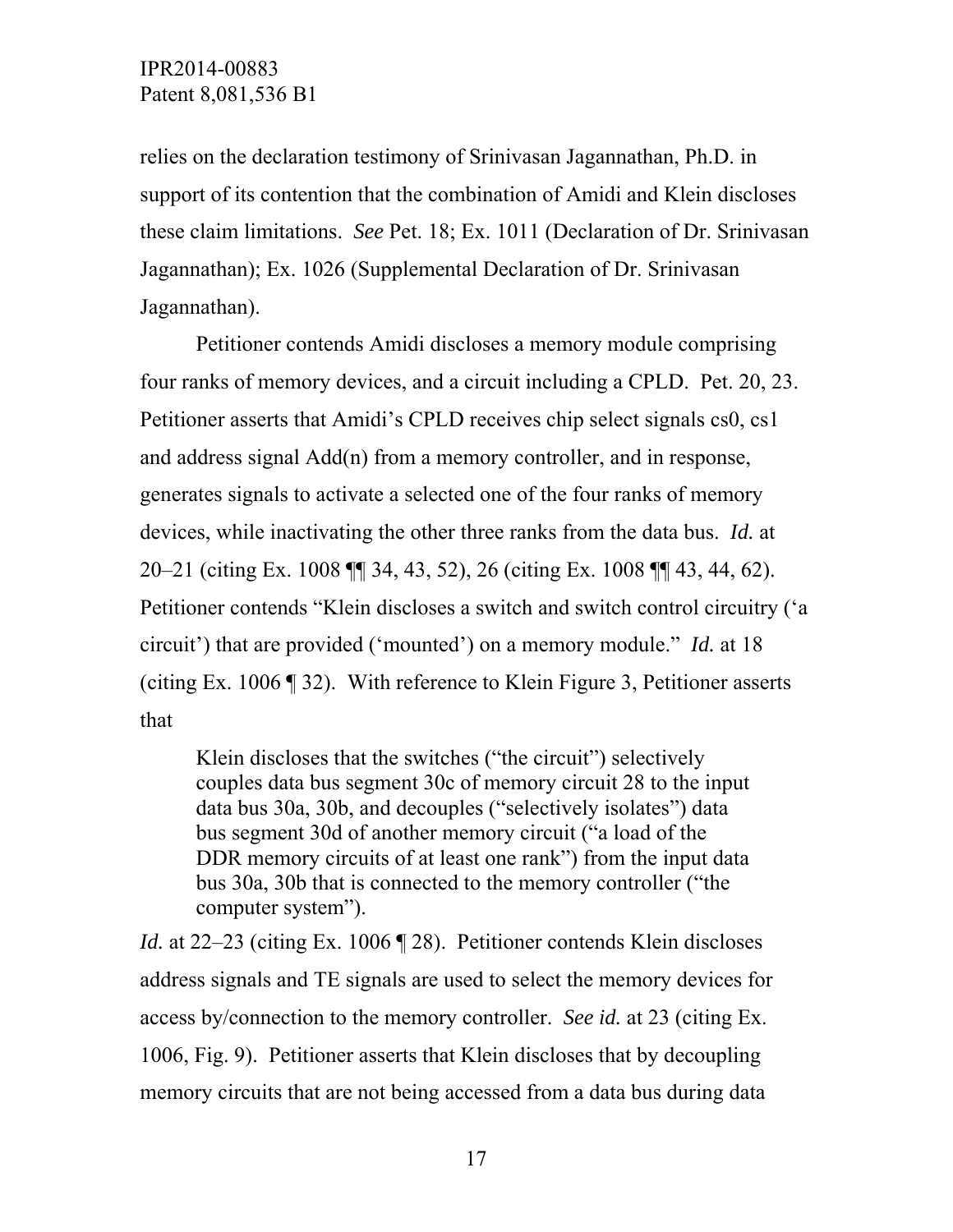relies on the declaration testimony of Srinivasan Jagannathan, Ph.D. in support of its contention that the combination of Amidi and Klein discloses these claim limitations. *See* Pet. 18; Ex. 1011 (Declaration of Dr. Srinivasan Jagannathan); Ex. 1026 (Supplemental Declaration of Dr. Srinivasan Jagannathan).

Petitioner contends Amidi discloses a memory module comprising four ranks of memory devices, and a circuit including a CPLD. Pet. 20, 23. Petitioner asserts that Amidi's CPLD receives chip select signals cs0, cs1 and address signal Add(n) from a memory controller, and in response, generates signals to activate a selected one of the four ranks of memory devices, while inactivating the other three ranks from the data bus. *Id.* at 20–21 (citing Ex. 1008 ¶¶ 34, 43, 52), 26 (citing Ex. 1008 ¶¶ 43, 44, 62). Petitioner contends "Klein discloses a switch and switch control circuitry ('a circuit') that are provided ('mounted') on a memory module." *Id.* at 18 (citing Ex. 1006 ¶ 32). With reference to Klein Figure 3, Petitioner asserts that

> Klein discloses that the switches ("the circuit") selectively couples data bus segment 30c of memory circuit 28 to the input data bus 30a, 30b, and decouples ("selectively isolates") data bus segment 30d of another memory circuit ("a load of the DDR memory circuits of at least one rank") from the input data bus 30a, 30b that is connected to the memory controller ("the computer system").

*Id.* at 22–23 (citing Ex. 1006 ¶ 28). Petitioner contends Klein discloses address signals and TE signals are used to select the memory devices for access by/connection to the memory controller. *See id.* at 23 (citing Ex. 1006, Fig. 9). Petitioner asserts that Klein discloses that by decoupling memory circuits that are not being accessed from a data bus during data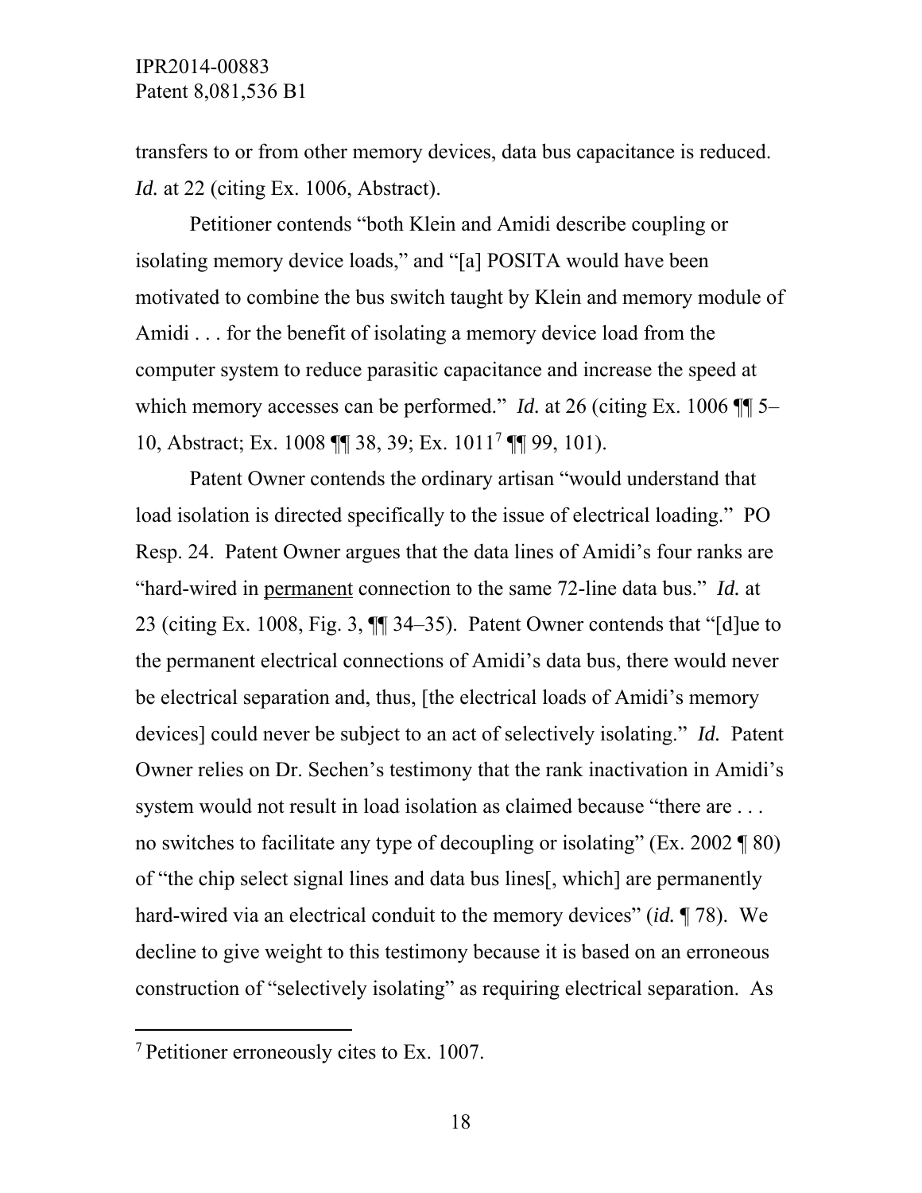transfers to or from other memory devices, data bus capacitance is reduced. *Id.* at 22 (citing Ex. 1006, Abstract).

Petitioner contends "both Klein and Amidi describe coupling or isolating memory device loads," and "[a] POSITA would have been motivated to combine the bus switch taught by Klein and memory module of Amidi . . . for the benefit of isolating a memory device load from the computer system to reduce parasitic capacitance and increase the speed at which memory accesses can be performed." *Id.* at 26 (citing Ex. 1006 ¶¶ 5–10, Abstract; Ex. 1008 ¶¶ 38, 39; Ex. 1011[7] ¶¶ 99, 101).

Patent Owner contends the ordinary artisan "would understand that load isolation is directed specifically to the issue of electrical loading." PO Resp. 24. Patent Owner argues that the data lines of Amidi's four ranks are "hard-wired in <u>permanent</u> connection to the same 72-line data bus." *Id.* at 23 (citing Ex. 1008, Fig. 3, ¶¶ 34–35). Patent Owner contends that "[d]ue to the permanent electrical connections of Amidi's data bus, there would never be electrical separation and, thus, [the electrical loads of Amidi's memory devices] could never be subject to an act of selectively isolating." *Id.* Patent Owner relies on Dr. Sechen's testimony that the rank inactivation in Amidi's system would not result in load isolation as claimed because "there are . . . no switches to facilitate any type of decoupling or isolating" (Ex. 2002 ¶ 80) of "the chip select signal lines and data bus lines[, which] are permanently hard-wired via an electrical conduit to the memory devices" (*id.* ¶ 78). We decline to give weight to this testimony because it is based on an erroneous construction of "selectively isolating" as requiring electrical separation. As

---

[7] Petitioner erroneously cites to Ex. 1007.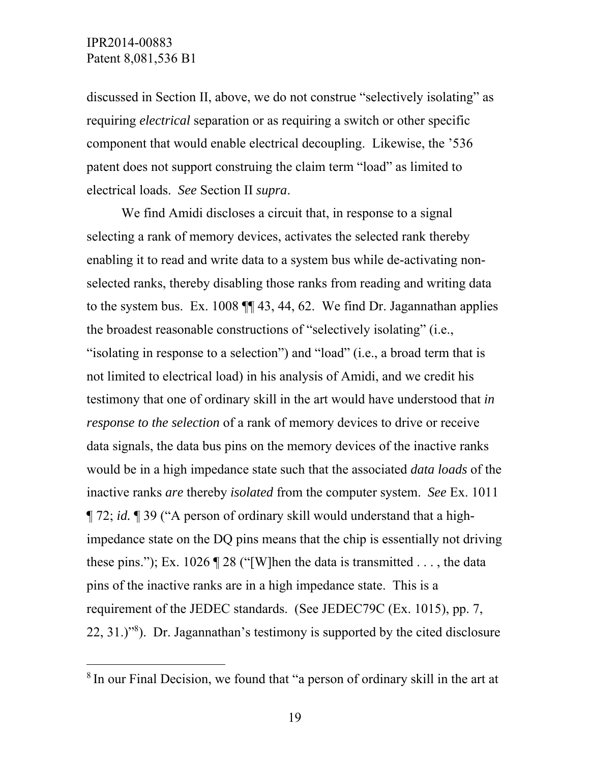discussed in Section II, above, we do not construe "selectively isolating" as requiring *electrical* separation or as requiring a switch or other specific component that would enable electrical decoupling. Likewise, the '536 patent does not support construing the claim term "load" as limited to electrical loads. *See* Section II *supra*.

We find Amidi discloses a circuit that, in response to a signal selecting a rank of memory devices, activates the selected rank thereby enabling it to read and write data to a system bus while de-activating non-selected ranks, thereby disabling those ranks from reading and writing data to the system bus. Ex. 1008 ¶¶ 43, 44, 62. We find Dr. Jagannathan applies the broadest reasonable constructions of "selectively isolating" (i.e., "isolating in response to a selection") and "load" (i.e., a broad term that is not limited to electrical load) in his analysis of Amidi, and we credit his testimony that one of ordinary skill in the art would have understood that *in response to the selection* of a rank of memory devices to drive or receive data signals, the data bus pins on the memory devices of the inactive ranks would be in a high impedance state such that the associated *data loads* of the inactive ranks *are* thereby *isolated* from the computer system. *See* Ex. 1011 ¶ 72; *id.* ¶ 39 ("A person of ordinary skill would understand that a high-impedance state on the DQ pins means that the chip is essentially not driving these pins."); Ex. 1026 ¶ 28 ("[W]hen the data is transmitted . . . , the data pins of the inactive ranks are in a high impedance state. This is a requirement of the JEDEC standards. (See JEDEC79C (Ex. 1015), pp. 7, 22, 31.)"[8]). Dr. Jagannathan's testimony is supported by the cited disclosure

[8] In our Final Decision, we found that "a person of ordinary skill in the art at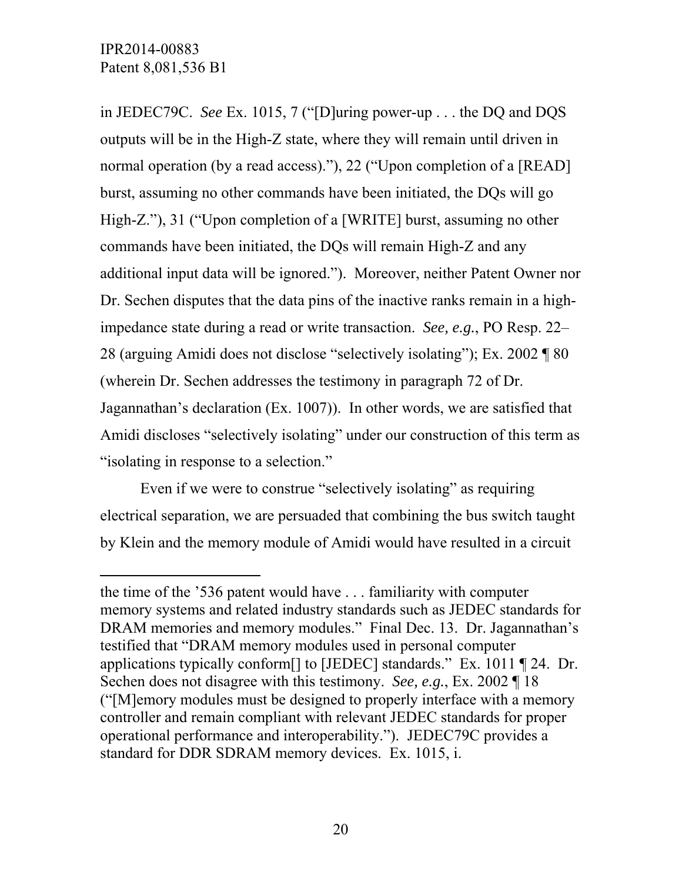in JEDEC79C. *See* Ex. 1015, 7 ("[D]uring power-up . . . the DQ and DQS outputs will be in the High-Z state, where they will remain until driven in normal operation (by a read access)."), 22 ("Upon completion of a [READ] burst, assuming no other commands have been initiated, the DQs will go High-Z."), 31 ("Upon completion of a [WRITE] burst, assuming no other commands have been initiated, the DQs will remain High-Z and any additional input data will be ignored."). Moreover, neither Patent Owner nor Dr. Sechen disputes that the data pins of the inactive ranks remain in a high-impedance state during a read or write transaction. *See, e.g.*, PO Resp. 22–28 (arguing Amidi does not disclose "selectively isolating"); Ex. 2002 ¶ 80 (wherein Dr. Sechen addresses the testimony in paragraph 72 of Dr. Jagannathan's declaration (Ex. 1007)). In other words, we are satisfied that Amidi discloses "selectively isolating" under our construction of this term as "isolating in response to a selection."

Even if we were to construe "selectively isolating" as requiring electrical separation, we are persuaded that combining the bus switch taught by Klein and the memory module of Amidi would have resulted in a circuit

---

the time of the '536 patent would have . . . familiarity with computer memory systems and related industry standards such as JEDEC standards for DRAM memories and memory modules." Final Dec. 13. Dr. Jagannathan's testified that "DRAM memory modules used in personal computer applications typically conform[] to [JEDEC] standards." Ex. 1011 ¶ 24. Dr. Sechen does not disagree with this testimony. *See, e.g.*, Ex. 2002 ¶ 18 ("[M]emory modules must be designed to properly interface with a memory controller and remain compliant with relevant JEDEC standards for proper operational performance and interoperability."). JEDEC79C provides a standard for DDR SDRAM memory devices. Ex. 1015, i.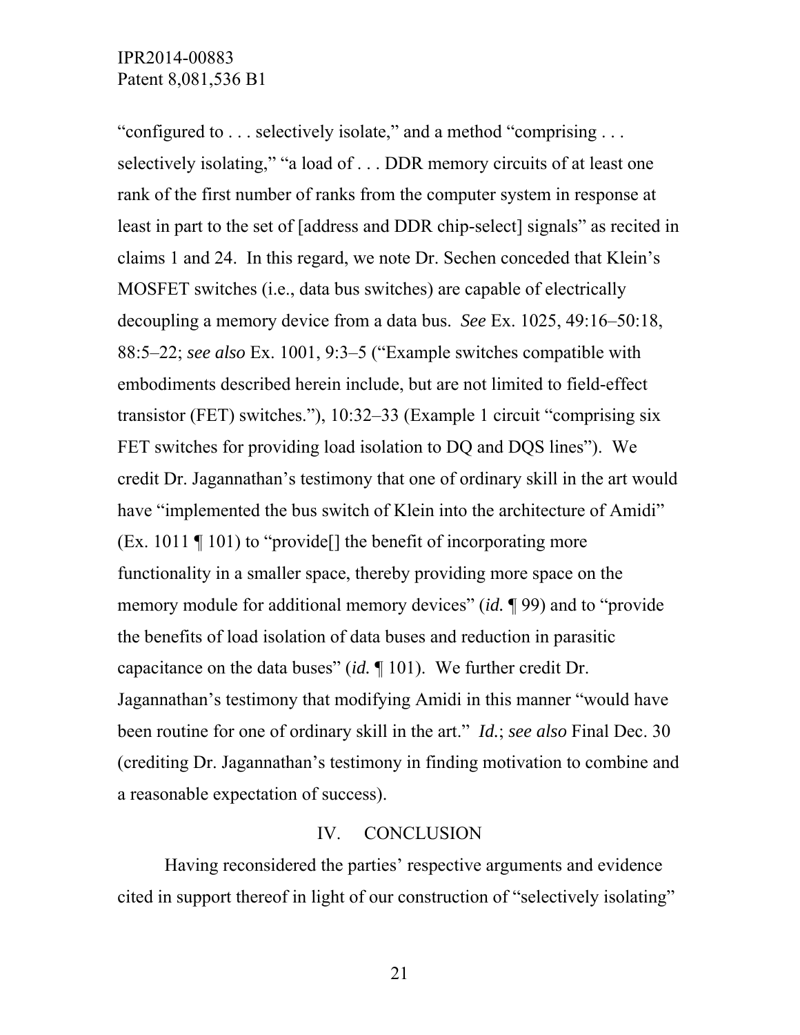"configured to . . . selectively isolate," and a method "comprising . . . selectively isolating," "a load of . . . DDR memory circuits of at least one rank of the first number of ranks from the computer system in response at least in part to the set of [address and DDR chip-select] signals" as recited in claims 1 and 24. In this regard, we note Dr. Sechen conceded that Klein's MOSFET switches (i.e., data bus switches) are capable of electrically decoupling a memory device from a data bus. *See* Ex. 1025, 49:16–50:18, 88:5–22; *see also* Ex. 1001, 9:3–5 ("Example switches compatible with embodiments described herein include, but are not limited to field-effect transistor (FET) switches."), 10:32–33 (Example 1 circuit "comprising six FET switches for providing load isolation to DQ and DQS lines"). We credit Dr. Jagannathan's testimony that one of ordinary skill in the art would have "implemented the bus switch of Klein into the architecture of Amidi" (Ex. 1011 ¶ 101) to "provide[] the benefit of incorporating more functionality in a smaller space, thereby providing more space on the memory module for additional memory devices" (*id.* ¶ 99) and to "provide the benefits of load isolation of data buses and reduction in parasitic capacitance on the data buses" (*id.* ¶ 101). We further credit Dr. Jagannathan's testimony that modifying Amidi in this manner "would have been routine for one of ordinary skill in the art." *Id.*; *see also* Final Dec. 30 (crediting Dr. Jagannathan's testimony in finding motivation to combine and a reasonable expectation of success).

## IV. CONCLUSION

Having reconsidered the parties' respective arguments and evidence cited in support thereof in light of our construction of "selectively isolating"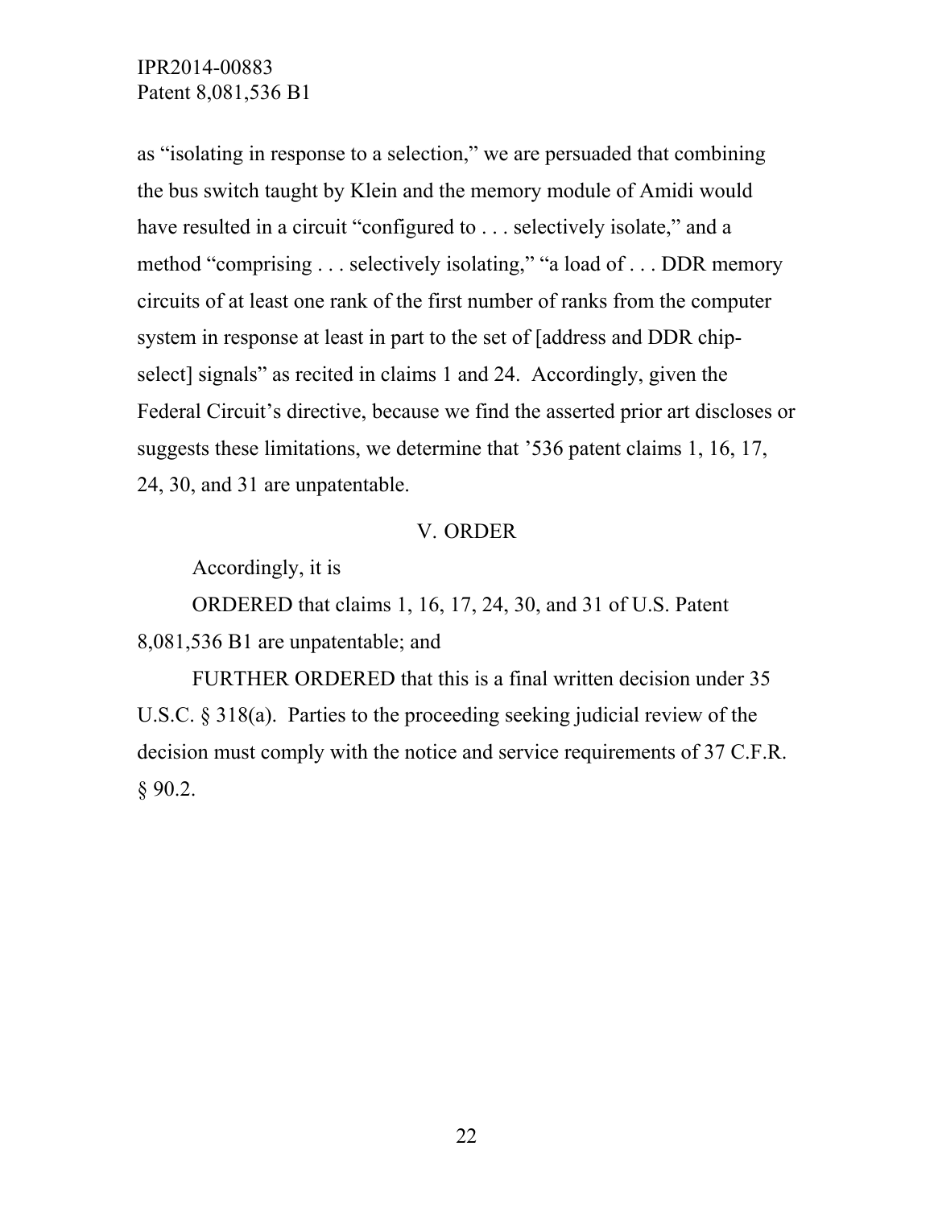as "isolating in response to a selection," we are persuaded that combining the bus switch taught by Klein and the memory module of Amidi would have resulted in a circuit "configured to . . . selectively isolate," and a method "comprising . . . selectively isolating," "a load of . . . DDR memory circuits of at least one rank of the first number of ranks from the computer system in response at least in part to the set of [address and DDR chip-select] signals" as recited in claims 1 and 24. Accordingly, given the Federal Circuit's directive, because we find the asserted prior art discloses or suggests these limitations, we determine that '536 patent claims 1, 16, 17, 24, 30, and 31 are unpatentable.

## V. ORDER

Accordingly, it is

ORDERED that claims 1, 16, 17, 24, 30, and 31 of U.S. Patent 8,081,536 B1 are unpatentable; and

FURTHER ORDERED that this is a final written decision under 35 U.S.C. § 318(a). Parties to the proceeding seeking judicial review of the decision must comply with the notice and service requirements of 37 C.F.R. § 90.2.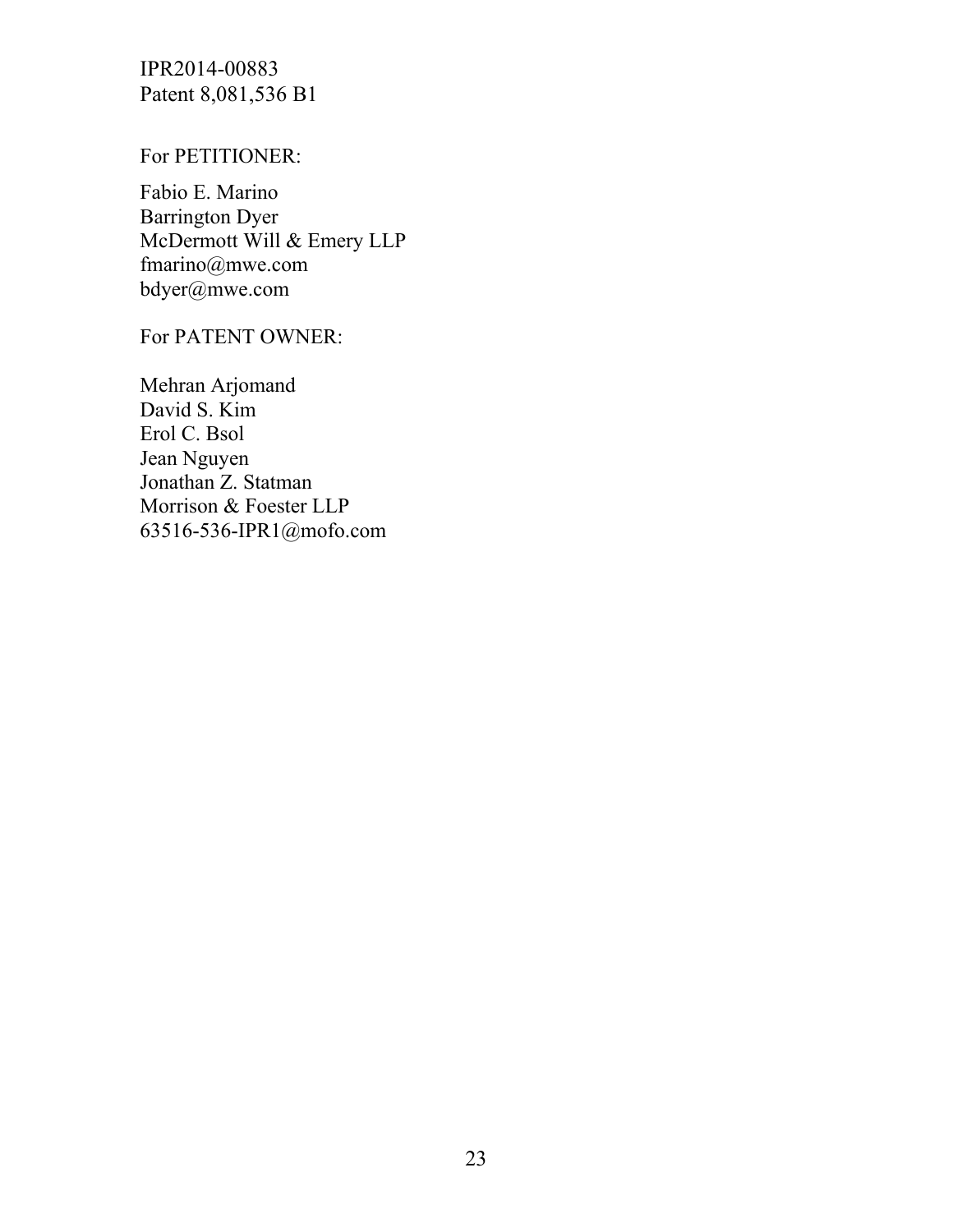For PETITIONER:

Fabio E. Marino
Barrington Dyer
McDermott Will & Emery LLP
fmarino@mwe.com
bdyer@mwe.com

For PATENT OWNER:

Mehran Arjomand
David S. Kim
Erol C. Bsol
Jean Nguyen
Jonathan Z. Statman
Morrison & Foester LLP
63516-536-IPR1@mofo.com